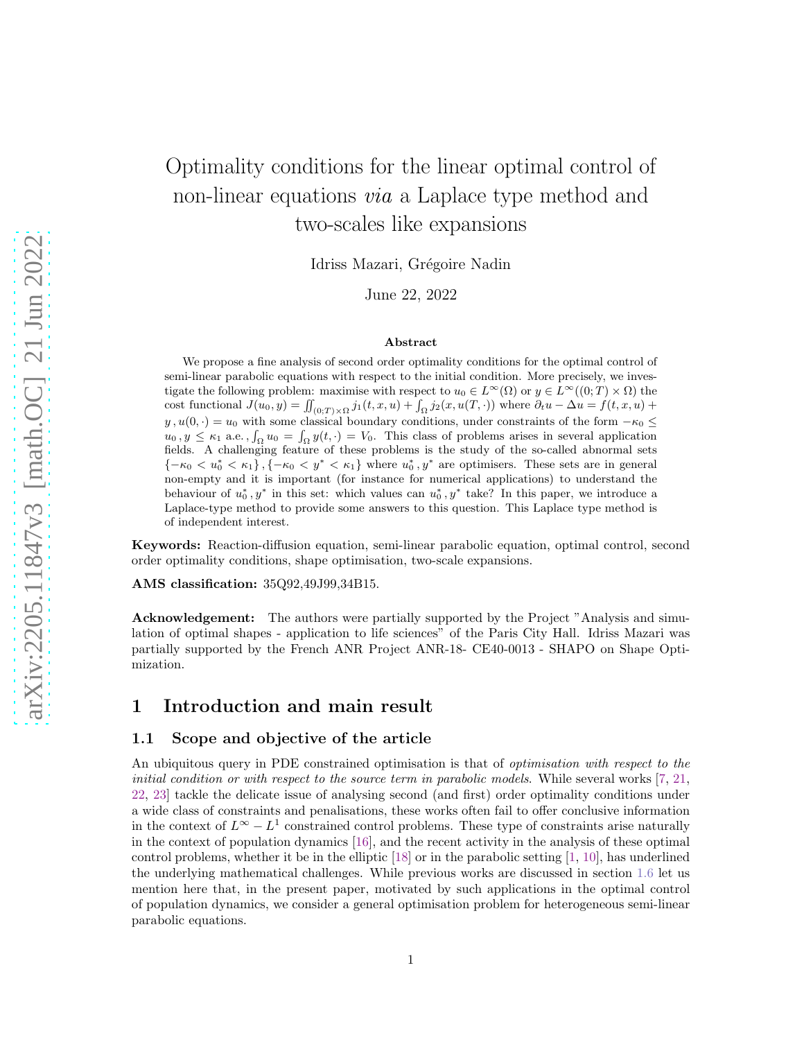# Optimality conditions for the linear optimal control of non-linear equations *via* a Laplace type method and two-scales like expansions

Idriss Mazari, Grégoire Nadin

June 22, 2022

### Abstract

We propose a fine analysis of second order optimality conditions for the optimal control of semi-linear parabolic equations with respect to the initial condition. More precisely, we investigate the following problem: maximise with respect to $u_0 \in L^\infty(\Omega)$ or $y \in L^\infty((0;T)\times\Omega)$ the cost functional $J(u_0, y) = \iint_{(0;T)\times\Omega} j_1(t, x, u) + \int_\Omega j_2(x, u(T, \cdot))$ where $\partial_t u - \Delta u = f(t, x, u) + y$, $u(0, \cdot) = u_0$ with some classical boundary conditions, under constraints of the form $-\kappa_0 \leq u_0, y \leq \kappa_1$ a.e., $\int_\Omega u_0 = \int_\Omega y(t, \cdot) = V_0$. This class of problems arises in several application fields. A challenging feature of these problems is the study of the so-called abnormal sets $\{-\kappa_0 < u_0^* < \kappa_1\}, \{-\kappa_0 < y^* < \kappa_1\}$ where $u_0^*, y^*$ are optimisers. These sets are in general non-empty and it is important (for instance for numerical applications) to understand the behaviour of $u_0^*, y^*$ in this set: which values can $u_0^*, y^*$ take? In this paper, we introduce a Laplace-type method to provide some answers to this question. This Laplace type method is of independent interest.

**Keywords:** Reaction-diffusion equation, semi-linear parabolic equation, optimal control, second order optimality conditions, shape optimisation, two-scale expansions.

**AMS classification:** 35Q92,49J99,34B15.

**Acknowledgement:** The authors were partially supported by the Project "Analysis and simulation of optimal shapes - application to life sciences" of the Paris City Hall. Idriss Mazari was partially supported by the French ANR Project ANR-18- CE40-0013 - SHAPO on Shape Optimization.

## 1 Introduction and main result

### 1.1 Scope and objective of the article

An ubiquitous query in PDE constrained optimisation is that of *optimisation with respect to the initial condition or with respect to the source term in parabolic models*. While several works [7, 21, 22, 23] tackle the delicate issue of analysing second (and first) order optimality conditions under a wide class of constraints and penalisations, these works often fail to offer conclusive information in the context of $L^\infty - L^1$ constrained control problems. These type of constraints arise naturally in the context of population dynamics [16], and the recent activity in the analysis of these optimal control problems, whether it be in the elliptic [18] or in the parabolic setting [1, 10], has underlined the underlying mathematical challenges. While previous works are discussed in section 1.6 let us mention here that, in the present paper, motivated by such applications in the optimal control of population dynamics, we consider a general optimisation problem for heterogeneous semi-linear parabolic equations.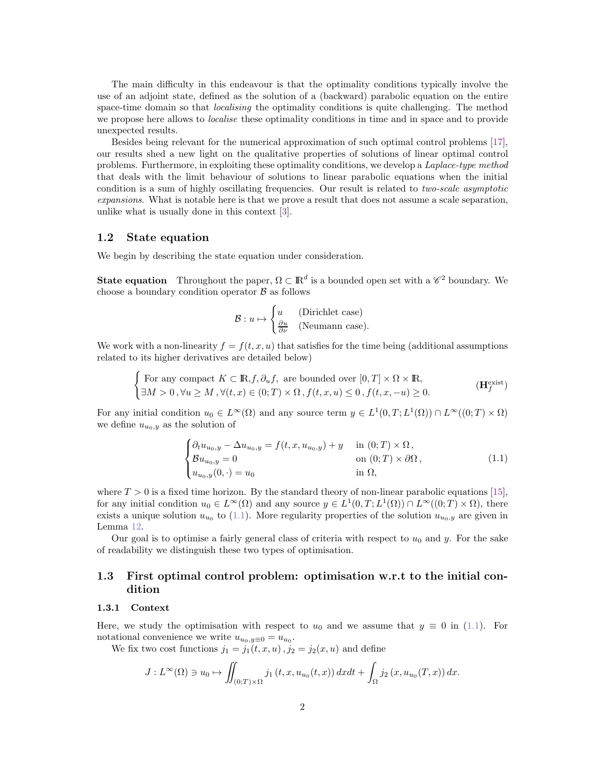The main difficulty in this endeavour is that the optimality conditions typically involve the use of an adjoint state, defined as the solution of a (backward) parabolic equation on the entire space-time domain so that *localising* the optimality conditions is quite challenging. The method we propose here allows to *localise* these optimality conditions in time and in space and to provide unexpected results.

Besides being relevant for the numerical approximation of such optimal control problems [17], our results shed a new light on the qualitative properties of solutions of linear optimal control problems. Furthermore, in exploiting these optimality conditions, we develop a *Laplace-type method* that deals with the limit behaviour of solutions to linear parabolic equations when the initial condition is a sum of highly oscillating frequencies. Our result is related to *two-scale asymptotic expansions*. What is notable here is that we prove a result that does not assume a scale separation, unlike what is usually done in this context [3].

## 1.2 State equation

We begin by describing the state equation under consideration.

**State equation** Throughout the paper, $\Omega \subset \mathbb{R}^d$ is a bounded open set with a $\mathscr{C}^2$ boundary. We choose a boundary condition operator $\mathcal{B}$ as follows

$$\mathcal{B} : u \mapsto \begin{cases} u & \text{(Dirichlet case)} \\ \frac{\partial u}{\partial \nu} & \text{(Neumann case).} \end{cases}$$

We work with a non-linearity $f = f(t,x,u)$ that satisfies for the time being (additional assumptions related to its higher derivatives are detailed below)

$$\begin{cases} \text{For any compact } K \subset \mathbb{R}, f, \partial_u f, \text{ are bounded over } [0,T] \times \Omega \times \mathbb{R}, \\ \exists M > 0\,, \forall u \geq M\,, \forall (t,x) \in (0;T) \times \Omega\,, f(t,x,u) \leq 0\,, f(t,x,-u) \geq 0. \end{cases} \tag{$\mathbf{H}_f^{\text{exist}}$}$$

For any initial condition $u_0 \in L^\infty(\Omega)$ and any source term $y \in L^1(0,T;L^1(\Omega)) \cap L^\infty((0;T) \times \Omega)$ we define $u_{u_0,y}$ as the solution of

$$\begin{cases} \partial_t u_{u_0,y} - \Delta u_{u_0,y} = f(t,x,u_{u_0,y}) + y & \text{in } (0;T) \times \Omega\,, \\ \mathcal{B} u_{u_0,y} = 0 & \text{on } (0;T) \times \partial\Omega\,, \\ u_{u_0,y}(0,\cdot) = u_0 & \text{in } \Omega, \end{cases} \tag{1.1}$$

where $T > 0$ is a fixed time horizon. By the standard theory of non-linear parabolic equations [15], for any initial condition $u_0 \in L^\infty(\Omega)$ and any source term $y \in L^1(0,T;L^1(\Omega)) \cap L^\infty((0;T) \times \Omega)$, there exists a unique solution $u_{u_0}$ to (1.1). More regularity properties of the solution $u_{u_0,y}$ are given in Lemma 12.

Our goal is to optimise a fairly general class of criteria with respect to $u_0$ and $y$. For the sake of readability we distinguish these two types of optimisation.

## 1.3 First optimal control problem: optimisation w.r.t to the initial condition

### 1.3.1 Context

Here, we study the optimisation with respect to $u_0$ and we assume that $y \equiv 0$ in (1.1). For notational convenience we write $u_{u_0,y\equiv 0} = u_{u_0}$.

We fix two cost functions $j_1 = j_1(t,x,u)\,, j_2 = j_2(x,u)$ and define

$$J : L^\infty(\Omega) \ni u_0 \mapsto \iint_{(0;T)\times\Omega} j_1\left(t,x,u_{u_0}(t,x)\right) dxdt + \int_\Omega j_2\left(x,u_{u_0}(T,x)\right) dx.$$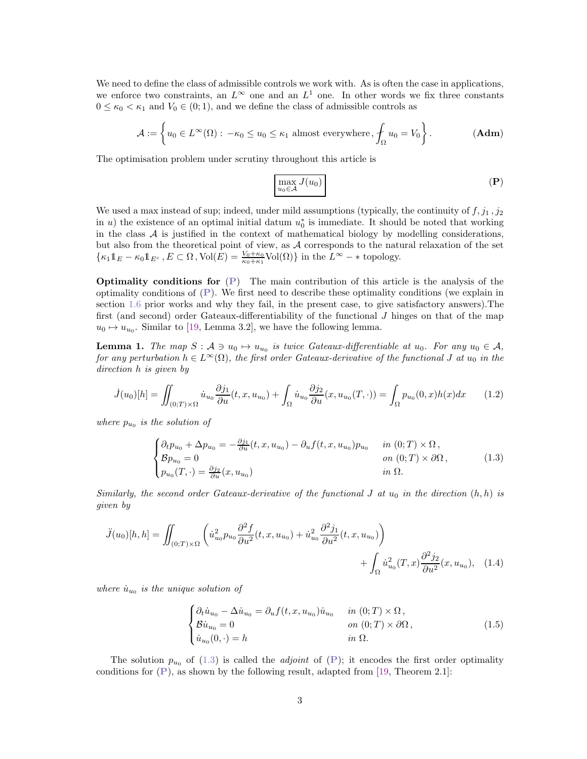We need to define the class of admissible controls we work with. As is often the case in applications, we enforce two constraints, an $L^\infty$ one and an $L^1$ one. In other words we fix three constants $0 \leq \kappa_0 < \kappa_1$ and $V_0 \in (0;1)$, and we define the class of admissible controls as

$$
\mathcal{A} := \left\{ u_0 \in L^\infty(\Omega) : -\kappa_0 \leq u_0 \leq \kappa_1 \text{ almost everywhere}, \fint_\Omega u_0 = V_0 \right\}. \tag{Adm}
$$

The optimisation problem under scrutiny throughout this article is

$$
\boxed{\max_{u_0 \in \mathcal{A}} J(u_0)} \tag{P}
$$

We used a max instead of sup; indeed, under mild assumptions (typically, the continuity of $f, j_1, j_2$ in $u$) the existence of an optimal initial datum $u_0^*$ is immediate. It should be noted that working in the class $\mathcal{A}$ is justified in the context of mathematical biology by modelling considerations, but also from the theoretical point of view, as $\mathcal{A}$ corresponds to the natural relaxation of the set $\{\kappa_1 \mathbb{1}_E - \kappa_0 \mathbb{1}_{E^c}, E \subset \Omega, \mathrm{Vol}(E) = \frac{V_0+\kappa_0}{\kappa_0+\kappa_1}\mathrm{Vol}(\Omega)\}$ in the $L^\infty - *$ topology.

**Optimality conditions for (P)** The main contribution of this article is the analysis of the optimality conditions of (P). We first need to describe these optimality conditions (we explain in section 1.6 prior works and why they fail, in the present case, to give satisfactory answers).The first (and second) order Gateaux-differentiability of the functional $J$ hinges on that of the map $u_0 \mapsto u_{u_0}$. Similar to [19, Lemma 3.2], we have the following lemma.

**Lemma 1.** *The map $S : \mathcal{A} \ni u_0 \mapsto u_{u_0}$ is twice Gateaux-differentiable at $u_0$. For any $u_0 \in \mathcal{A}$, for any perturbation $h \in L^\infty(\Omega)$, the first order Gateaux-derivative of the functional $J$ at $u_0$ in the direction $h$ is given by*

$$
\dot{J}(u_0)[h] = \iint_{(0;T)\times\Omega} \dot{u}_{u_0} \frac{\partial j_1}{\partial u}(t, x, u_{u_0}) + \int_\Omega \dot{u}_{u_0} \frac{\partial j_2}{\partial u}(x, u_{u_0}(T, \cdot)) = \int_\Omega p_{u_0}(0, x) h(x) dx \tag{1.2}
$$

*where $p_{u_0}$ is the solution of*

$$
\begin{cases}
\partial_t p_{u_0} + \Delta p_{u_0} = -\frac{\partial j_1}{\partial u}(t, x, u_{u_0}) - \partial_u f(t, x, u_{u_0}) p_{u_0} & \text{in } (0;T)\times\Omega, \\
\mathcal{B} p_{u_0} = 0 & \text{on } (0;T)\times\partial\Omega, \\
p_{u_0}(T, \cdot) = \frac{\partial j_2}{\partial u}(x, u_{u_0}) & \text{in } \Omega.
\end{cases} \tag{1.3}
$$

*Similarly, the second order Gateaux-derivative of the functional $J$ at $u_0$ in the direction $(h, h)$ is given by*

$$
\ddot{J}(u_0)[h, h] = \iint_{(0;T)\times\Omega} \left( \dot{u}_{u_0}^2 p_{u_0} \frac{\partial^2 f}{\partial u^2}(t, x, u_{u_0}) + \dot{u}_{u_0}^2 \frac{\partial^2 j_1}{\partial u^2}(t, x, u_{u_0}) \right) + \int_\Omega \dot{u}_{u_0}^2(T, x) \frac{\partial^2 j_2}{\partial u^2}(x, u_{u_0}), \tag{1.4}
$$

*where $\dot{u}_{u_0}$ is the unique solution of*

$$
\begin{cases}
\partial_t \dot{u}_{u_0} - \Delta \dot{u}_{u_0} = \partial_u f(t, x, u_{u_0}) \dot{u}_{u_0} & \text{in } (0;T)\times\Omega, \\
\mathcal{B} \dot{u}_{u_0} = 0 & \text{on } (0;T)\times\partial\Omega, \\
\dot{u}_{u_0}(0, \cdot) = h & \text{in } \Omega.
\end{cases} \tag{1.5}
$$

The solution $p_{u_0}$ of (1.3) is called the *adjoint* of (P); it encodes the first order optimality conditions for (P), as shown by the following result, adapted from [19, Theorem 2.1]: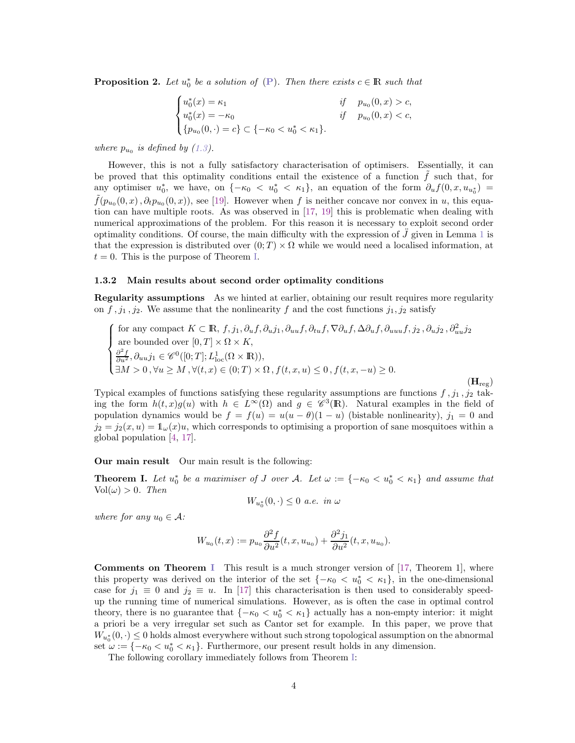**Proposition 2.** *Let $u_0^*$ be a solution of (P). Then there exists $c \in \mathbb{R}$ such that*

$$\begin{cases} u_0^*(x) = \kappa_1 & \text{if} \quad p_{u_0}(0,x) > c, \\ u_0^*(x) = -\kappa_0 & \text{if} \quad p_{u_0}(0,x) < c, \\ \{p_{u_0}(0,\cdot) = c\} \subset \{-\kappa_0 < u_0^* < \kappa_1\}. \end{cases}$$

*where $p_{u_0}$ is defined by (1.3).*

However, this is not a fully satisfactory characterisation of optimisers. Essentially, it can be proved that this optimality conditions entail the existence of a function $\tilde{f}$ such that, for any optimiser $u_0^*$, we have, on $\{-\kappa_0 < u_0^* < \kappa_1\}$, an equation of the form $\partial_u f(0, x, u_{u_0^*}) = \tilde{f}(p_{u_0}(0,x), \partial_t p_{u_0}(0,x))$, see [19]. However when $f$ is neither concave nor convex in $u$, this equation can have multiple roots. As was observed in [17, 19] this is problematic when dealing with numerical approximations of the problem. For this reason it is necessary to exploit second order optimality conditions. Of course, the main difficulty with the expression of $\ddot{J}$ given in Lemma 1 is that the expression is distributed over $(0;T) \times \Omega$ while we would need a localised information, at $t = 0$. This is the purpose of Theorem I.

### 1.3.2 Main results about second order optimality conditions

**Regularity assumptions** As we hinted at earlier, obtaining our result requires more regularity on $f, j_1, j_2$. We assume that the nonlinearity $f$ and the cost functions $j_1, j_2$ satisfy

$$\begin{cases} \text{for any compact } K \subset \mathbb{R},\ f, j_1, \partial_u f, \partial_u j_1, \partial_{uu} f, \partial_{tu} f, \nabla \partial_u f, \Delta \partial_u f, \partial_{uuu} f, j_2, \partial_u j_2, \partial^2_{uu} j_2 \\ \text{are bounded over } [0,T] \times \Omega \times K, \\ \frac{\partial^2 f}{\partial u^2}, \partial_{uu} j_1 \in \mathscr{C}^0([0;T]; L^1_{\text{loc}}(\Omega \times \mathbb{R})), \\ \exists M > 0, \forall u \geq M, \forall (t,x) \in (0;T) \times \Omega, f(t,x,u) \leq 0, f(t,x,-u) \geq 0. \end{cases} \tag{$\mathbf{H}_{\text{reg}}$}$$

Typical examples of functions satisfying these regularity assumptions are functions $f, j_1, j_2$ taking the form $h(t,x)g(u)$ with $h \in L^\infty(\Omega)$ and $g \in \mathscr{C}^3(\mathbb{R})$. Natural examples in the field of population dynamics would be $f = f(u) = u(u-\theta)(1-u)$ (bistable nonlinearity), $j_1 = 0$ and $j_2 = j_2(x,u) = \mathbb{1}_\omega(x) u$, which corresponds to optimising a proportion of sane mosquitoes within a global population [4, 17].

**Our main result** Our main result is the following:

**Theorem I.** *Let $u_0^*$ be a maximiser of $J$ over $\mathcal{A}$. Let $\omega := \{-\kappa_0 < u_0^* < \kappa_1\}$ and assume that $\text{Vol}(\omega) > 0$. Then*

$$W_{u_0^*}(0,\cdot) \leq 0 \text{ a.e. in } \omega$$

*where for any $u_0 \in \mathcal{A}$:*

$$W_{u_0}(t,x) := p_{u_0} \frac{\partial^2 f}{\partial u^2}(t,x,u_{u_0}) + \frac{\partial^2 j_1}{\partial u^2}(t,x,u_{u_0}).$$

**Comments on Theorem I** This result is a much stronger version of [17, Theorem 1], where this property was derived on the interior of the set $\{-\kappa_0 < u_0^* < \kappa_1\}$, in the one-dimensional case for $j_1 \equiv 0$ and $j_2 \equiv u$. In [17] this characterisation is then used to considerably speed-up the running time of numerical simulations. However, as is often the case in optimal control theory, there is no guarantee that $\{-\kappa_0 < u_0^* < \kappa_1\}$ actually has a non-empty interior: it might a priori be a very irregular set such as Cantor set for example. In this paper, we prove that $W_{u_0^*}(0,\cdot) \leq 0$ holds almost everywhere without such strong topological assumption on the abnormal set $\omega := \{-\kappa_0 < u_0^* < \kappa_1\}$. Furthermore, our present result holds in any dimension.

The following corollary immediately follows from Theorem I: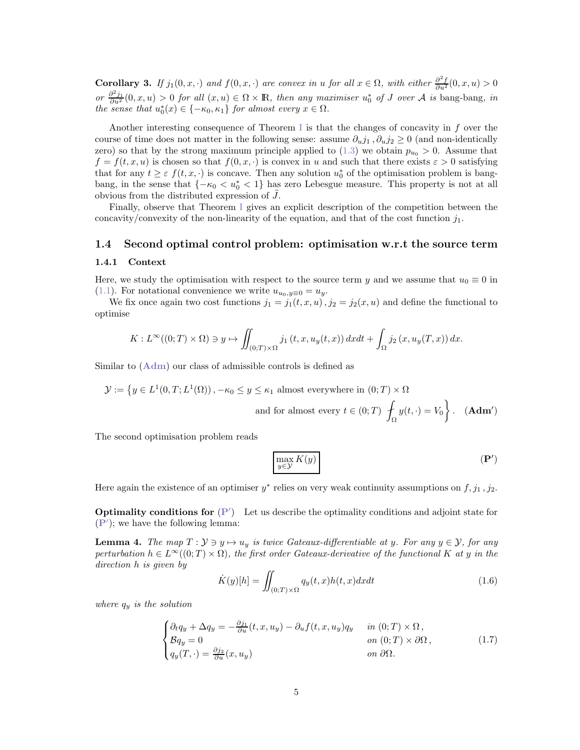**Corollary 3.** *If $j_1(0,x,\cdot)$ and $f(0,x,\cdot)$ are convex in $u$ for all $x \in \Omega$, with either $\frac{\partial^2 f}{\partial u^2}(0,x,u) > 0$ or $\frac{\partial^2 j_1}{\partial u^2}(0,x,u) > 0$ for all $(x,u) \in \Omega \times \mathbb{R}$, then any maximiser $u_0^*$ of $J$ over $\mathcal{A}$ is* bang-bang*, in the sense that $u_0^*(x) \in \{-\kappa_0, \kappa_1\}$ for almost every $x \in \Omega$.*

Another interesting consequence of Theorem I is that the changes of concavity in $f$ over the course of time does not matter in the following sense: assume $\partial_u j_1, \partial_u j_2 \geq 0$ (and non-identically zero) so that by the strong maximum principle applied to (1.3) we obtain $p_{u_0} > 0$. Assume that $f = f(t,x,u)$ is chosen so that $f(0,x,\cdot)$ is convex in $u$ and such that there exists $\varepsilon > 0$ satisfying that for any $t \geq \varepsilon$ $f(t,x,\cdot)$ is concave. Then any solution $u_0^*$ of the optimisation problem is bang-bang, in the sense that $\{-\kappa_0 < u_0^* < 1\}$ has zero Lebesgue measure. This property is not at all obvious from the distributed expression of $\ddot{J}$.

Finally, observe that Theorem I gives an explicit description of the competition between the concavity/convexity of the non-linearity of the equation, and that of the cost function $j_1$.

## 1.4 Second optimal control problem: optimisation w.r.t the source term

### 1.4.1 Context

Here, we study the optimisation with respect to the source term $y$ and we assume that $u_0 \equiv 0$ in (1.1). For notational convenience we write $u_{u_0, y \equiv 0} = u_y$.

We fix once again two cost functions $j_1 = j_1(t,x,u)$, $j_2 = j_2(x,u)$ and define the functional to optimise

$$K : L^\infty((0;T) \times \Omega) \ni y \mapsto \iint_{(0;T)\times\Omega} j_1(t,x,u_y(t,x))\,dxdt + \int_\Omega j_2(x, u_y(T,x))\,dx.$$

Similar to (**Adm**) our class of admissible controls is defined as

$$\mathcal{Y} := \Big\{ y \in L^1(0,T; L^1(\Omega)), -\kappa_0 \leq y \leq \kappa_1 \text{ almost everywhere in } (0;T)\times\Omega \\ \text{and for almost every } t \in (0;T) \fint_\Omega y(t,\cdot) = V_0 \Big\}. \quad (\mathbf{Adm'})$$

The second optimisation problem reads

$$\boxed{\max_{y \in \mathcal{Y}} K(y)} \quad (\mathbf{P'})$$

Here again the existence of an optimiser $y^*$ relies on very weak continuity assumptions on $f, j_1, j_2$.

**Optimality conditions for (P′)** Let us describe the optimality conditions and adjoint state for (**P′**); we have the following lemma:

**Lemma 4.** *The map $T : \mathcal{Y} \ni y \mapsto u_y$ is twice Gateaux-differentiable at $y$. For any $y \in \mathcal{Y}$, for any perturbation $h \in L^\infty((0;T)\times\Omega)$, the first order Gateaux-derivative of the functional $K$ at $y$ in the direction $h$ is given by*

$$\dot{K}(y)[h] = \iint_{(0;T)\times\Omega} q_y(t,x)h(t,x)dxdt \quad (1.6)$$

*where $q_y$ is the solution*

$$\begin{cases} \partial_t q_y + \Delta q_y = -\frac{\partial j_1}{\partial u}(t,x,u_y) - \partial_u f(t,x,u_y) q_y & \text{in } (0;T)\times\Omega\,, \\ \mathcal{B} q_y = 0 & \text{on } (0;T)\times\partial\Omega\,, \\ q_y(T,\cdot) = \frac{\partial j_2}{\partial u}(x,u_y) & \text{on } \partial\Omega. \end{cases} \quad (1.7)$$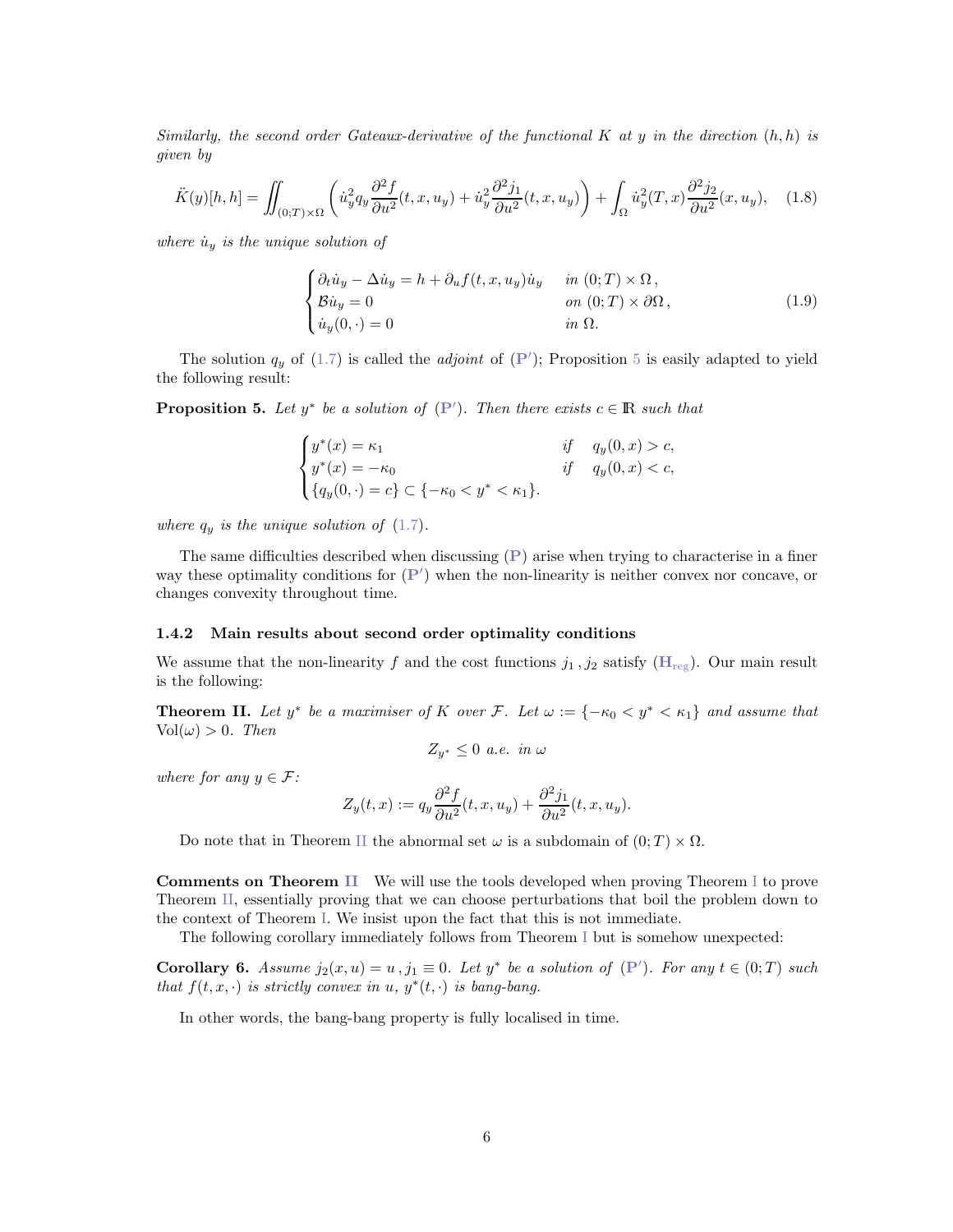*Similarly, the second order Gateaux-derivative of the functional $K$ at $y$ in the direction $(h,h)$ is given by*

$$\ddot{K}(y)[h,h] = \iint_{(0;T)\times\Omega} \left( \dot{u}_y^2 q_y \frac{\partial^2 f}{\partial u^2}(t,x,u_y) + \dot{u}_y^2 \frac{\partial^2 j_1}{\partial u^2}(t,x,u_y) \right) + \int_\Omega \dot{u}_y^2(T,x) \frac{\partial^2 j_2}{\partial u^2}(x,u_y), \quad (1.8)$$

*where $\dot{u}_y$ is the unique solution of*

$$\begin{cases} \partial_t \dot{u}_y - \Delta \dot{u}_y = h + \partial_u f(t,x,u_y)\dot{u}_y & \text{in } (0;T)\times\Omega\,, \\ \mathcal{B}\dot{u}_y = 0 & \text{on } (0;T)\times\partial\Omega\,, \\ \dot{u}_y(0,\cdot) = 0 & \text{in } \Omega. \end{cases} \quad (1.9)$$

The solution $q_y$ of (1.7) is called the *adjoint* of ($\mathbf{P}'$); Proposition 5 is easily adapted to yield the following result:

**Proposition 5.** *Let $y^*$ be a solution of ($\mathbf{P}'$). Then there exists $c \in \mathbb{R}$ such that*

$$\begin{cases} y^*(x) = \kappa_1 & \text{if} \quad q_y(0,x) > c, \\ y^*(x) = -\kappa_0 & \text{if} \quad q_y(0,x) < c, \\ \{q_y(0,\cdot) = c\} \subset \{-\kappa_0 < y^* < \kappa_1\}. \end{cases}$$

*where $q_y$ is the unique solution of (1.7).*

The same difficulties described when discussing ($\mathbf{P}$) arise when trying to characterise in a finer way these optimality conditions for ($\mathbf{P}'$) when the non-linearity is neither convex nor concave, or changes convexity throughout time.

### 1.4.2 Main results about second order optimality conditions

We assume that the non-linearity $f$ and the cost functions $j_1, j_2$ satisfy ($\mathbf{H}_{\text{reg}}$). Our main result is the following:

**Theorem II.** *Let $y^*$ be a maximiser of $K$ over $\mathcal{F}$. Let $\omega := \{-\kappa_0 < y^* < \kappa_1\}$ and assume that $\text{Vol}(\omega) > 0$. Then*

$$Z_{y^*} \leq 0 \text{ a.e. in } \omega$$

*where for any $y \in \mathcal{F}$:*

$$Z_y(t,x) := q_y \frac{\partial^2 f}{\partial u^2}(t,x,u_y) + \frac{\partial^2 j_1}{\partial u^2}(t,x,u_y).$$

Do note that in Theorem II the abnormal set $\omega$ is a subdomain of $(0;T)\times\Omega$.

**Comments on Theorem II** We will use the tools developed when proving Theorem I to prove Theorem II, essentially proving that we can choose perturbations that boil the problem down to the context of Theorem I. We insist upon the fact that this is not immediate.

The following corollary immediately follows from Theorem I but is somehow unexpected:

**Corollary 6.** *Assume $j_2(x,u) = u$, $j_1 \equiv 0$. Let $y^*$ be a solution of ($\mathbf{P}'$). For any $t \in (0;T)$ such that $f(t,x,\cdot)$ is strictly convex in $u$, $y^*(t,\cdot)$ is bang-bang.*

In other words, the bang-bang property is fully localised in time.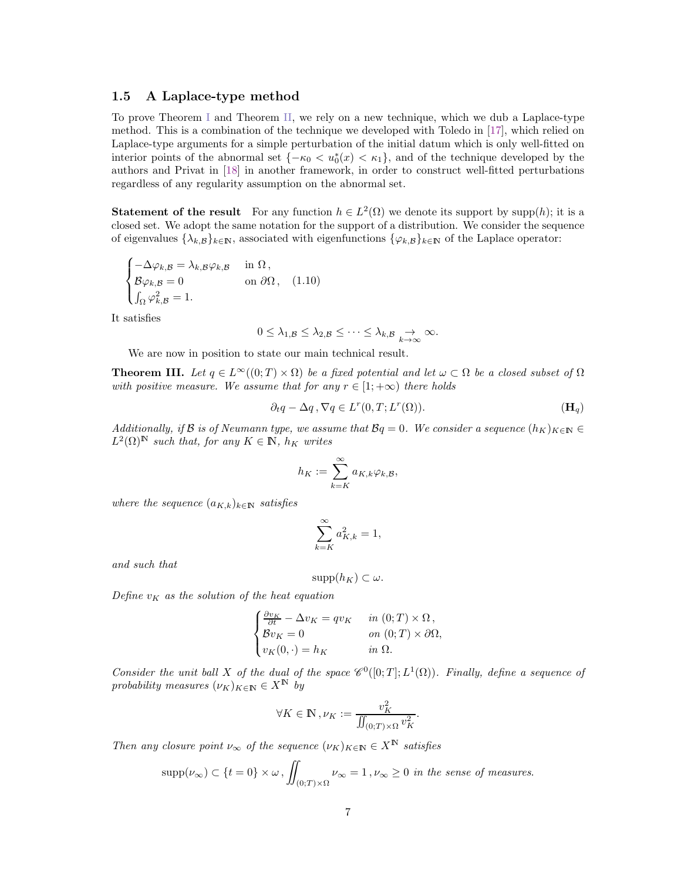### 1.5 A Laplace-type method

To prove Theorem I and Theorem II, we rely on a new technique, which we dub a Laplace-type method. This is a combination of the technique we developed with Toledo in [17], which relied on Laplace-type arguments for a simple perturbation of the initial datum which is only well-fitted on interior points of the abnormal set $\{-\kappa_0 < u_0^*(x) < \kappa_1\}$, and of the technique developed by the authors and Privat in [18] in another framework, in order to construct well-fitted perturbations regardless of any regularity assumption on the abnormal set.

**Statement of the result** For any function $h \in L^2(\Omega)$ we denote its support by $\operatorname{supp}(h)$; it is a closed set. We adopt the same notation for the support of a distribution. We consider the sequence of eigenvalues $\{\lambda_{k,\mathcal{B}}\}_{k\in\mathbb{N}}$, associated with eigenfunctions $\{\varphi_{k,\mathcal{B}}\}_{k\in\mathbb{N}}$ of the Laplace operator:

$$\begin{cases} -\Delta\varphi_{k,\mathcal{B}} = \lambda_{k,\mathcal{B}}\varphi_{k,\mathcal{B}} & \text{in } \Omega\,, \\ \mathcal{B}\varphi_{k,\mathcal{B}} = 0 & \text{on } \partial\Omega\,, \\ \int_\Omega \varphi_{k,\mathcal{B}}^2 = 1. \end{cases} \quad (1.10)$$

It satisfies

$$0 \leq \lambda_{1,\mathcal{B}} \leq \lambda_{2,\mathcal{B}} \leq \cdots \leq \lambda_{k,\mathcal{B}} \underset{k\to\infty}{\to} \infty.$$

We are now in position to state our main technical result.

**Theorem III.** *Let $q \in L^\infty((0;T)\times\Omega)$ be a fixed potential and let $\omega \subset \Omega$ be a closed subset of $\Omega$ with positive measure. We assume that for any $r \in [1;+\infty)$ there holds*

$$\partial_t q - \Delta q\,, \nabla q \in L^r(0,T;L^r(\Omega)). \qquad (\mathbf{H}_q)$$

*Additionally, if $\mathcal{B}$ is of Neumann type, we assume that $\mathcal{B}q = 0$. We consider a sequence $(h_K)_{K\in\mathbb{N}} \in L^2(\Omega)^{\mathbb{N}}$ such that, for any $K \in \mathbb{N}$, $h_K$ writes*

$$h_K := \sum_{k=K}^\infty a_{K,k}\varphi_{k,\mathcal{B}},$$

*where the sequence $(a_{K,k})_{k\in\mathbb{N}}$ satisfies*

$$\sum_{k=K}^\infty a_{K,k}^2 = 1,$$

*and such that*

$$\operatorname{supp}(h_K) \subset \omega.$$

*Define $v_K$ as the solution of the heat equation*

$$\begin{cases} \frac{\partial v_K}{\partial t} - \Delta v_K = q v_K & \text{in } (0;T)\times\Omega\,, \\ \mathcal{B}v_K = 0 & \text{on } (0;T)\times\partial\Omega, \\ v_K(0,\cdot) = h_K & \text{in } \Omega. \end{cases}$$

*Consider the unit ball $X$ of the dual of the space $\mathscr{C}^0([0;T];L^1(\Omega))$. Finally, define a sequence of probability measures $(\nu_K)_{K\in\mathbb{N}} \in X^{\mathbb{N}}$ by*

$$\forall K \in \mathbb{N}\,, \nu_K := \frac{v_K^2}{\iint_{(0;T)\times\Omega} v_K^2}.$$

*Then any closure point $\nu_\infty$ of the sequence $(\nu_K)_{K\in\mathbb{N}} \in X^{\mathbb{N}}$ satisfies*

$$\operatorname{supp}(\nu_\infty) \subset \{t=0\}\times\omega\,, \iint_{(0;T)\times\Omega} \nu_\infty = 1\,, \nu_\infty \geq 0 \text{ in the sense of measures.}$$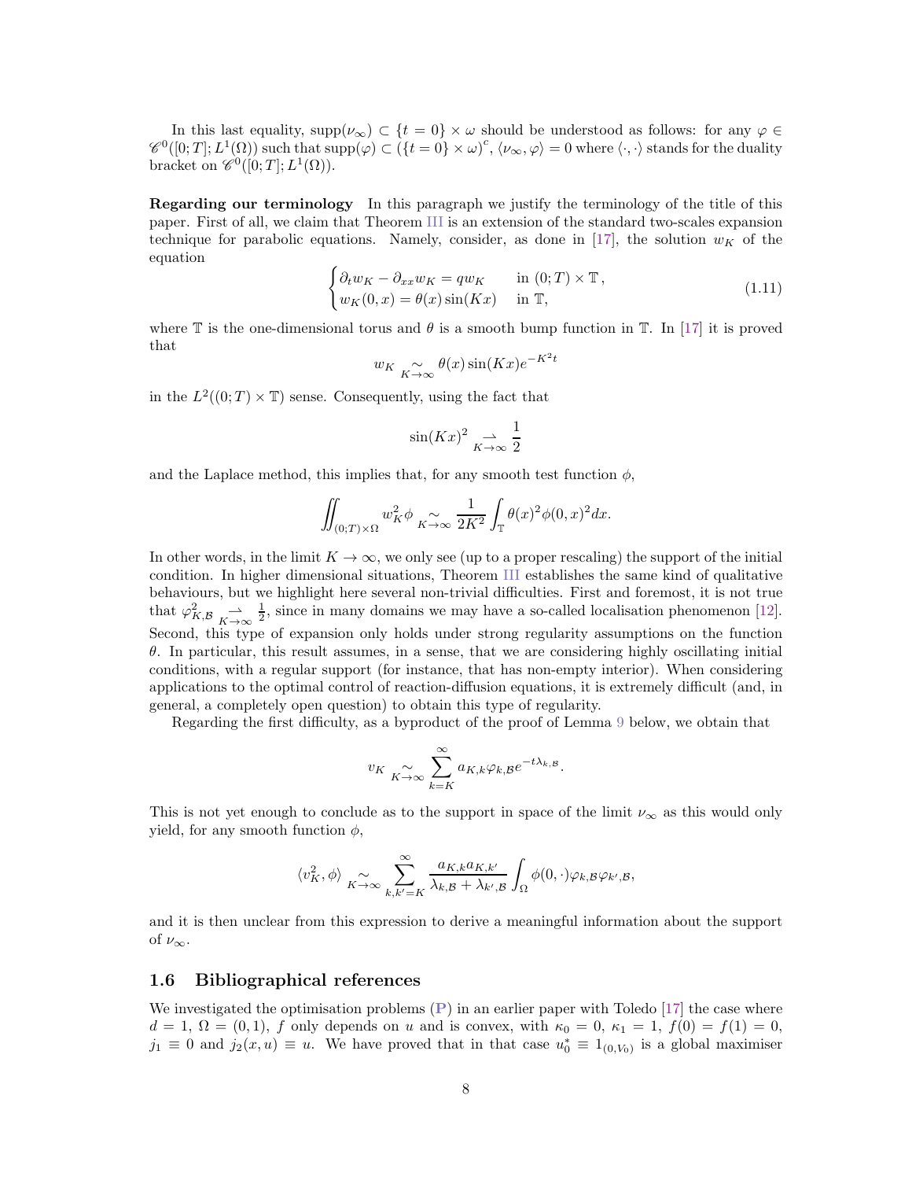In this last equality, $\text{supp}(\nu_\infty) \subset \{t=0\} \times \omega$ should be understood as follows: for any $\varphi \in \mathscr{C}^0([0;T];L^1(\Omega))$ such that $\text{supp}(\varphi) \subset (\{t=0\}\times\omega)^c$, $\langle \nu_\infty, \varphi\rangle = 0$ where $\langle \cdot,\cdot\rangle$ stands for the duality bracket on $\mathscr{C}^0([0;T];L^1(\Omega))$.

**Regarding our terminology** In this paragraph we justify the terminology of the title of this paper. First of all, we claim that Theorem III is an extension of the standard two-scales expansion technique for parabolic equations. Namely, consider, as done in [17], the solution $w_K$ of the equation

$$\begin{cases} \partial_t w_K - \partial_{xx} w_K = q w_K & \text{in } (0;T)\times\mathbb{T}\,, \\ w_K(0,x) = \theta(x)\sin(Kx) & \text{in } \mathbb{T}, \end{cases} \tag{1.11}$$

where $\mathbb{T}$ is the one-dimensional torus and $\theta$ is a smooth bump function in $\mathbb{T}$. In [17] it is proved that

$$w_K \underset{K\to\infty}{\sim} \theta(x)\sin(Kx)e^{-K^2 t}$$

in the $L^2((0;T)\times\mathbb{T})$ sense. Consequently, using the fact that

$$\sin(Kx)^2 \underset{K\to\infty}{\rightharpoonup} \frac{1}{2}$$

and the Laplace method, this implies that, for any smooth test function $\phi$,

$$\iint_{(0;T)\times\Omega} w_K^2 \phi \underset{K\to\infty}{\sim} \frac{1}{2K^2}\int_{\mathbb{T}} \theta(x)^2\phi(0,x)^2 dx.$$

In other words, in the limit $K\to\infty$, we only see (up to a proper rescaling) the support of the initial condition. In higher dimensional situations, Theorem III establishes the same kind of qualitative behaviours, but we highlight here several non-trivial difficulties. First and foremost, it is not true that $\varphi_{K,\mathcal{B}}^2 \underset{K\to\infty}{\rightharpoonup} \frac{1}{2}$, since in many domains we may have a so-called localisation phenomenon [12]. Second, this type of expansion only holds under strong regularity assumptions on the function $\theta$. In particular, this result assumes, in a sense, that we are considering highly oscillating initial conditions, with a regular support (for instance, that has non-empty interior). When considering applications to the optimal control of reaction-diffusion equations, it is extremely difficult (and, in general, a completely open question) to obtain this type of regularity.

Regarding the first difficulty, as a byproduct of the proof of Lemma 9 below, we obtain that

$$v_K \underset{K\to\infty}{\sim} \sum_{k=K}^{\infty} a_{K,k}\varphi_{k,\mathcal{B}} e^{-t\lambda_{k,\mathcal{B}}}.$$

This is not yet enough to conclude as to the support in space of the limit $\nu_\infty$ as this would only yield, for any smooth function $\phi$,

$$\langle v_K^2, \phi\rangle \underset{K\to\infty}{\sim} \sum_{k,k'=K}^{\infty} \frac{a_{K,k}a_{K,k'}}{\lambda_{k,\mathcal{B}}+\lambda_{k',\mathcal{B}}}\int_\Omega \phi(0,\cdot)\varphi_{k,\mathcal{B}}\varphi_{k',\mathcal{B}},$$

and it is then unclear from this expression to derive a meaningful information about the support of $\nu_\infty$.

## 1.6 Bibliographical references

We investigated the optimisation problems (**P**) in an earlier paper with Toledo [17] the case where $d=1$, $\Omega=(0,1)$, $f$ only depends on $u$ and is convex, with $\kappa_0=0$, $\kappa_1=1$, $f(0)=f(1)=0$, $j_1\equiv 0$ and $j_2(x,u)\equiv u$. We have proved that in that case $u_0^*\equiv \mathbb{1}_{(0,V_0)}$ is a global maximiser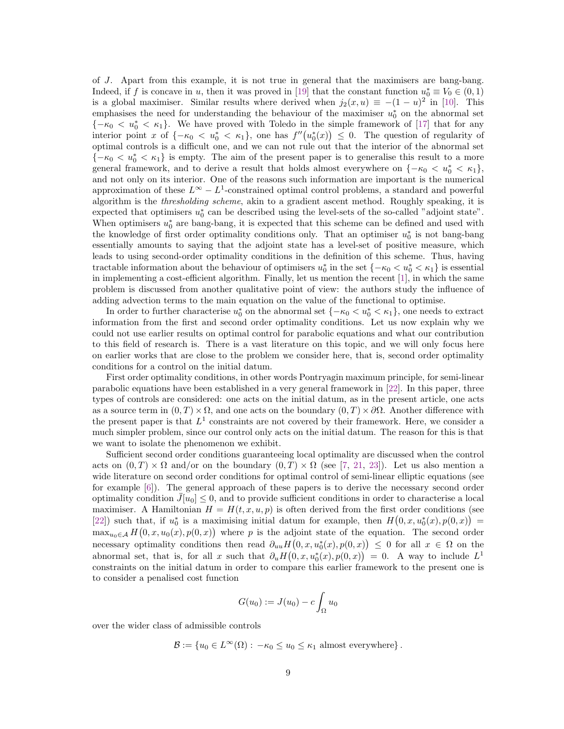of $J$. Apart from this example, it is not true in general that the maximisers are bang-bang. Indeed, if $f$ is concave in $u$, then it was proved in [19] that the constant function $u_0^* \equiv V_0 \in (0,1)$ is a global maximiser. Similar results where derived when $j_2(x,u) \equiv -(1-u)^2$ in [10]. This emphasises the need for understanding the behaviour of the maximiser $u_0^*$ on the abnormal set $\{-\kappa_0 < u_0^* < \kappa_1\}$. We have proved with Toledo in the simple framework of [17] that for any interior point $x$ of $\{-\kappa_0 < u_0^* < \kappa_1\}$, one has $f''\big(u_0^*(x)\big) \leq 0$. The question of regularity of optimal controls is a difficult one, and we can not rule out that the interior of the abnormal set $\{-\kappa_0 < u_0^* < \kappa_1\}$ is empty. The aim of the present paper is to generalise this result to a more general framework, and to derive a result that holds almost everywhere on $\{-\kappa_0 < u_0^* < \kappa_1\}$, and not only on its interior. One of the reasons such information are important is the numerical approximation of these $L^\infty - L^1$-constrained optimal control problems, a standard and powerful algorithm is the *thresholding scheme*, akin to a gradient ascent method. Roughly speaking, it is expected that optimisers $u_0^*$ can be described using the level-sets of the so-called "adjoint state". When optimisers $u_0^*$ are bang-bang, it is expected that this scheme can be defined and used with the knowledge of first order optimality conditions only. That an optimiser $u_0^*$ is not bang-bang essentially amounts to saying that the adjoint state has a level-set of positive measure, which leads to using second-order optimality conditions in the definition of this scheme. Thus, having tractable information about the behaviour of optimisers $u_0^*$ in the set $\{-\kappa_0 < u_0^* < \kappa_1\}$ is essential in implementing a cost-efficient algorithm. Finally, let us mention the recent [1], in which the same problem is discussed from another qualitative point of view: the authors study the influence of adding advection terms to the main equation on the value of the functional to optimise.

In order to further characterise $u_0^*$ on the abnormal set $\{-\kappa_0 < u_0^* < \kappa_1\}$, one needs to extract information from the first and second order optimality conditions. Let us now explain why we could not use earlier results on optimal control for parabolic equations and what our contribution to this field of research is. There is a vast literature on this topic, and we will only focus here on earlier works that are close to the problem we consider here, that is, second order optimality conditions for a control on the initial datum.

First order optimality conditions, in other words Pontryagin maximum principle, for semi-linear parabolic equations have been established in a very general framework in [22]. In this paper, three types of controls are considered: one acts on the initial datum, as in the present article, one acts as a source term in $(0,T)\times\Omega$, and one acts on the boundary $(0,T)\times\partial\Omega$. Another difference with the present paper is that $L^1$ constraints are not covered by their framework. Here, we consider a much simpler problem, since our control only acts on the initial datum. The reason for this is that we want to isolate the phenomenon we exhibit.

Sufficient second order conditions guaranteeing local optimality are discussed when the control acts on $(0,T)\times\Omega$ and/or on the boundary $(0,T)\times\Omega$ (see [7, 21, 23]). Let us also mention a wide literature on second order conditions for optimal control of semi-linear elliptic equations (see for example [6]). The general approach of these papers is to derive the necessary second order optimality condition $\ddot{J}[u_0] \leq 0$, and to provide sufficient conditions in order to characterise a local maximiser. A Hamiltonian $H = H(t,x,u,p)$ is often derived from the first order conditions (see [22]) such that, if $u_0^*$ is a maximising initial datum for example, then $H\big(0,x,u_0^*(x),p(0,x)\big) = \max_{u_0\in\mathcal{A}} H\big(0,x,u_0(x),p(0,x)\big)$ where $p$ is the adjoint state of the equation. The second order necessary optimality conditions then read $\partial_{uu}H\big(0,x,u_0^*(x),p(0,x)\big) \leq 0$ for all $x \in \Omega$ on the abnormal set, that is, for all $x$ such that $\partial_u H\big(0,x,u_0^*(x),p(0,x)\big) = 0$. A way to include $L^1$ constraints on the initial datum in order to compare this earlier framework to the present one is to consider a penalised cost function

$$G(u_0) := J(u_0) - c\int_\Omega u_0$$

over the wider class of admissible controls

$$\mathcal{B} := \{u_0 \in L^\infty(\Omega) : -\kappa_0 \leq u_0 \leq \kappa_1 \text{ almost everywhere}\}.$$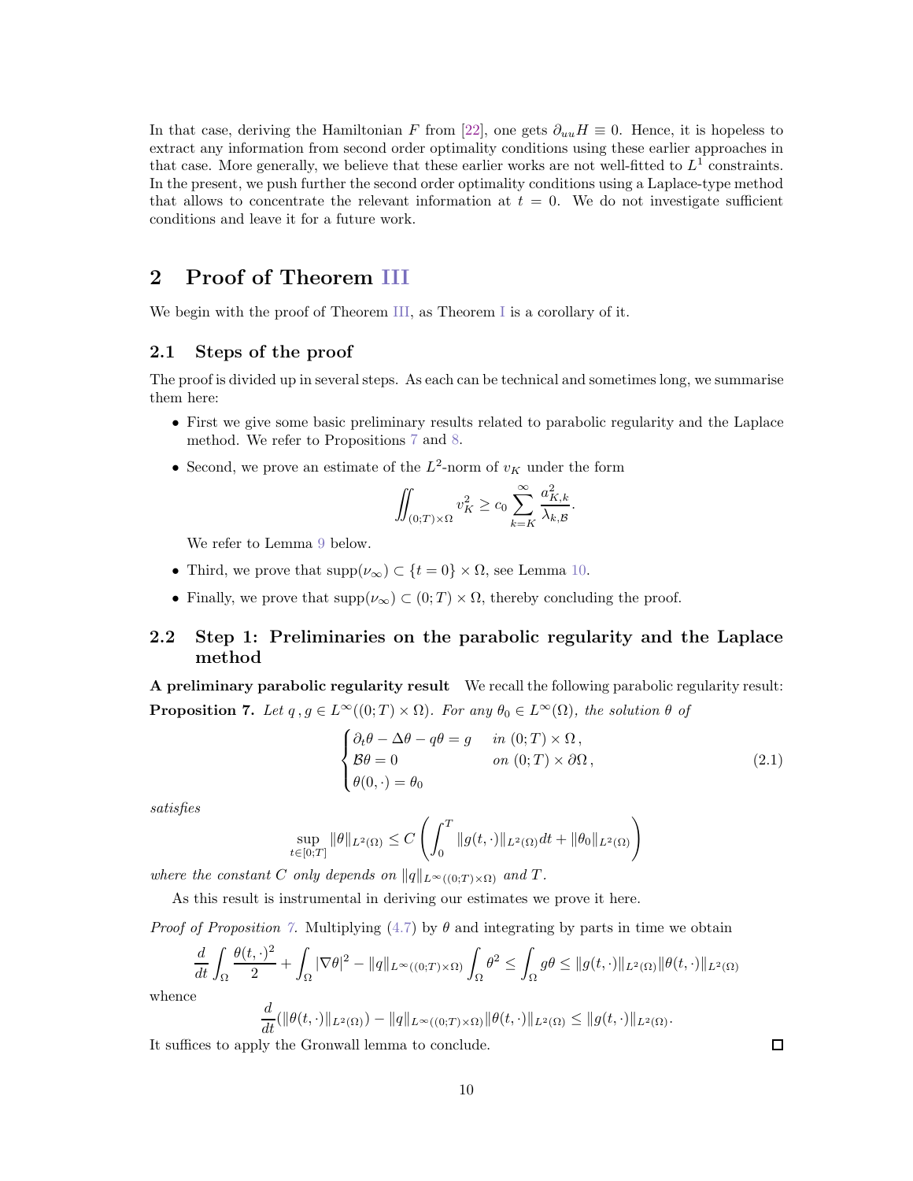In that case, deriving the Hamiltonian $F$ from [22], one gets $\partial_{uu} H \equiv 0$. Hence, it is hopeless to extract any information from second order optimality conditions using these earlier approaches in that case. More generally, we believe that these earlier works are not well-fitted to $L^1$ constraints. In the present, we push further the second order optimality conditions using a Laplace-type method that allows to concentrate the relevant information at $t = 0$. We do not investigate sufficient conditions and leave it for a future work.

# 2 Proof of Theorem III

We begin with the proof of Theorem III, as Theorem I is a corollary of it.

## 2.1 Steps of the proof

The proof is divided up in several steps. As each can be technical and sometimes long, we summarise them here:

- First we give some basic preliminary results related to parabolic regularity and the Laplace method. We refer to Propositions 7 and 8.
- Second, we prove an estimate of the $L^2$-norm of $v_K$ under the form

$$\iint_{(0;T)\times\Omega} v_K^2 \geq c_0 \sum_{k=K}^{\infty} \frac{a_{K,k}^2}{\lambda_{k,\mathcal{B}}}.$$

  We refer to Lemma 9 below.
- Third, we prove that $\operatorname{supp}(\nu_\infty) \subset \{t = 0\} \times \Omega$, see Lemma 10.
- Finally, we prove that $\operatorname{supp}(\nu_\infty) \subset (0;T) \times \Omega$, thereby concluding the proof.

## 2.2 Step 1: Preliminaries on the parabolic regularity and the Laplace method

**A preliminary parabolic regularity result** We recall the following parabolic regularity result:

**Proposition 7.** *Let $q, g \in L^\infty((0;T)\times\Omega)$. For any $\theta_0 \in L^\infty(\Omega)$, the solution $\theta$ of*

$$\begin{cases} \partial_t \theta - \Delta\theta - q\theta = g & \text{in } (0;T)\times\Omega\,, \\ \mathcal{B}\theta = 0 & \text{on } (0;T)\times\partial\Omega\,, \\ \theta(0,\cdot) = \theta_0 \end{cases} \tag{2.1}$$

*satisfies*

$$\sup_{t\in[0;T]} \|\theta\|_{L^2(\Omega)} \leq C\left(\int_0^T \|g(t,\cdot)\|_{L^2(\Omega)} dt + \|\theta_0\|_{L^2(\Omega)}\right)$$

*where the constant $C$ only depends on $\|q\|_{L^\infty((0;T)\times\Omega)}$ and $T$.*

As this result is instrumental in deriving our estimates we prove it here.

*Proof of Proposition 7.* Multiplying (4.7) by $\theta$ and integrating by parts in time we obtain

$$\frac{d}{dt}\int_\Omega \frac{\theta(t,\cdot)^2}{2} + \int_\Omega |\nabla\theta|^2 - \|q\|_{L^\infty((0;T)\times\Omega)} \int_\Omega \theta^2 \leq \int_\Omega g\theta \leq \|g(t,\cdot)\|_{L^2(\Omega)} \|\theta(t,\cdot)\|_{L^2(\Omega)}$$

whence

$$\frac{d}{dt}(\|\theta(t,\cdot)\|_{L^2(\Omega)}) - \|q\|_{L^\infty((0;T)\times\Omega)} \|\theta(t,\cdot)\|_{L^2(\Omega)} \leq \|g(t,\cdot)\|_{L^2(\Omega)}.$$

It suffices to apply the Gronwall lemma to conclude. □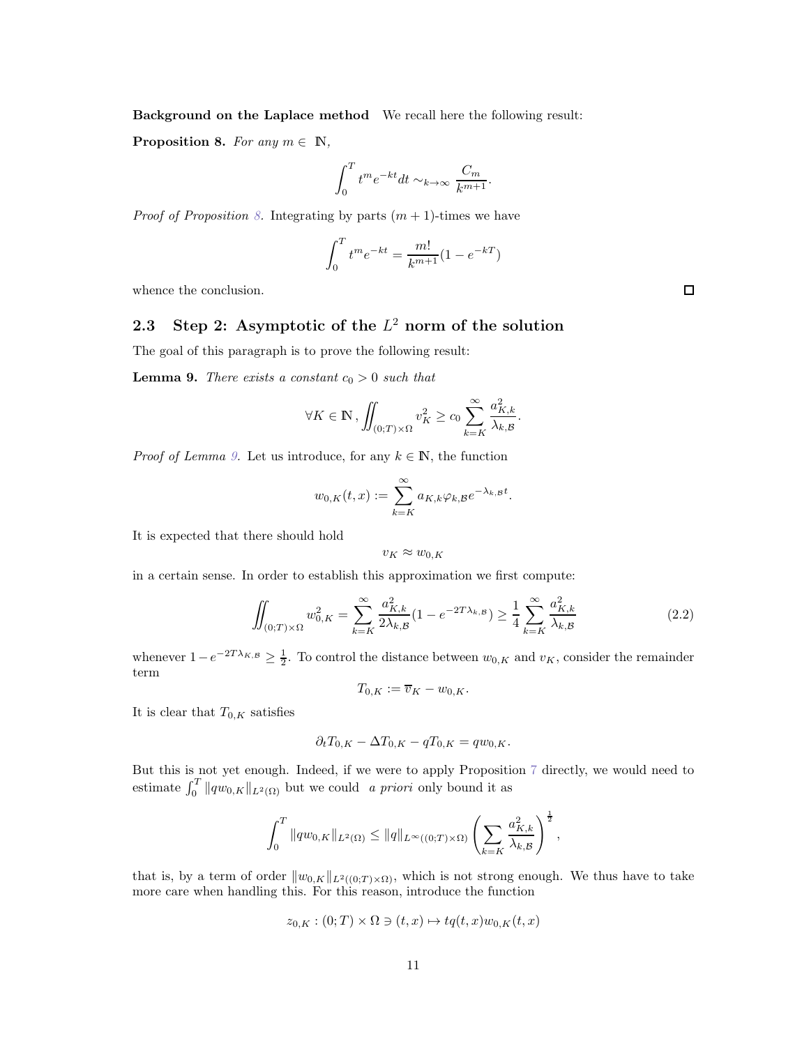**Background on the Laplace method** We recall here the following result:

**Proposition 8.** *For any $m \in \mathbb{N}$,*

$$\int_0^T t^m e^{-kt}dt \sim_{k\to\infty} \frac{C_m}{k^{m+1}}.$$

*Proof of Proposition 8.* Integrating by parts $(m+1)$-times we have

$$\int_0^T t^m e^{-kt} = \frac{m!}{k^{m+1}}(1-e^{-kT})$$

whence the conclusion. □

## 2.3 Step 2: Asymptotic of the $L^2$ norm of the solution

The goal of this paragraph is to prove the following result:

**Lemma 9.** *There exists a constant $c_0 > 0$ such that*

$$\forall K \in \mathbb{N}\,, \iint_{(0;T)\times\Omega} v_K^2 \geq c_0 \sum_{k=K}^{\infty} \frac{a_{K,k}^2}{\lambda_{k,\mathcal{B}}}.$$

*Proof of Lemma 9.* Let us introduce, for any $k \in \mathbb{N}$, the function

$$w_{0,K}(t,x) := \sum_{k=K}^{\infty} a_{K,k}\varphi_{k,\mathcal{B}}e^{-\lambda_{k,\mathcal{B}}t}.$$

It is expected that there should hold

$$v_K \approx w_{0,K}$$

in a certain sense. In order to establish this approximation we first compute:

$$\iint_{(0;T)\times\Omega} w_{0,K}^2 = \sum_{k=K}^{\infty} \frac{a_{K,k}^2}{2\lambda_{k,\mathcal{B}}}(1-e^{-2T\lambda_{k,\mathcal{B}}}) \geq \frac{1}{4}\sum_{k=K}^{\infty} \frac{a_{K,k}^2}{\lambda_{k,\mathcal{B}}} \tag{2.2}$$

whenever $1-e^{-2T\lambda_{K,\mathcal{B}}} \geq \frac{1}{2}$. To control the distance between $w_{0,K}$ and $v_K$, consider the remainder term

$$T_{0,K} := \overline{v}_K - w_{0,K}.$$

It is clear that $T_{0,K}$ satisfies

$$\partial_t T_{0,K} - \Delta T_{0,K} - qT_{0,K} = qw_{0,K}.$$

But this is not yet enough. Indeed, if we were to apply Proposition 7 directly, we would need to estimate $\int_0^T \|qw_{0,K}\|_{L^2(\Omega)}$ but we could *a priori* only bound it as

$$\int_0^T \|qw_{0,K}\|_{L^2(\Omega)} \leq \|q\|_{L^\infty((0;T)\times\Omega)} \left(\sum_{k=K} \frac{a_{K,k}^2}{\lambda_{k,\mathcal{B}}}\right)^{\frac{1}{2}},$$

that is, by a term of order $\|w_{0,K}\|_{L^2((0;T)\times\Omega)}$, which is not strong enough. We thus have to take more care when handling this. For this reason, introduce the function

$$z_{0,K} : (0;T)\times\Omega \ni (t,x) \mapsto tq(t,x)w_{0,K}(t,x)$$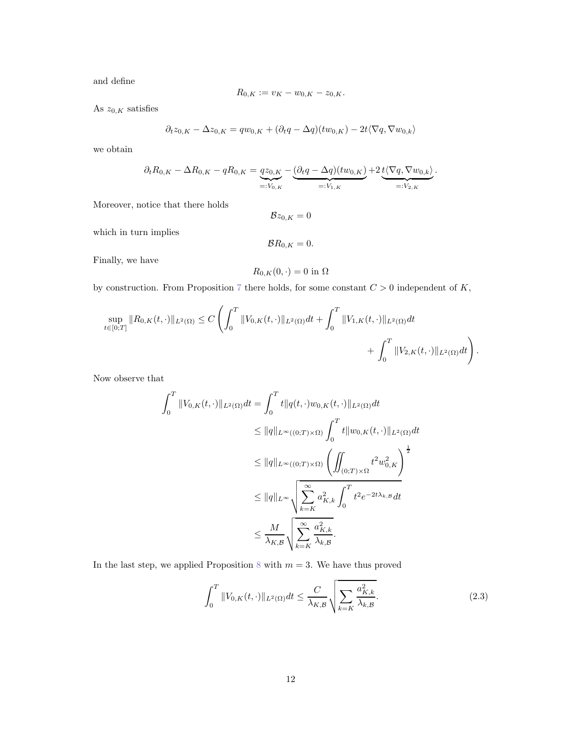and define

$$R_{0,K} := v_K - w_{0,K} - z_{0,K}.$$

As $z_{0,K}$ satisfies

$$\partial_t z_{0,K} - \Delta z_{0,K} = q w_{0,K} + (\partial_t q - \Delta q)(t w_{0,K}) - 2t\langle \nabla q, \nabla w_{0,k}\rangle$$

we obtain

$$\partial_t R_{0,K} - \Delta R_{0,K} - q R_{0,K} = \underbrace{q z_{0,K}}_{=:V_{0,K}} - \underbrace{(\partial_t q - \Delta q)(t w_{0,K})}_{=:V_{1,K}} + 2\underbrace{t\langle \nabla q, \nabla w_{0,k}\rangle}_{=:V_{2,K}}.$$

Moreover, notice that there holds

$$\mathcal{B} z_{0,K} = 0$$

which in turn implies

$$\mathcal{B} R_{0,K} = 0.$$

Finally, we have

$$R_{0,K}(0,\cdot) = 0 \text{ in } \Omega$$

by construction. From Proposition 7 there holds, for some constant $C > 0$ independent of $K$,

$$\sup_{t\in[0;T]} \|R_{0,K}(t,\cdot)\|_{L^2(\Omega)} \leq C\left(\int_0^T \|V_{0,K}(t,\cdot)\|_{L^2(\Omega)}dt + \int_0^T \|V_{1,K}(t,\cdot)\|_{L^2(\Omega)}dt + \int_0^T \|V_{2,K}(t,\cdot)\|_{L^2(\Omega)}dt\right).$$

Now observe that

$$\begin{aligned}
\int_0^T \|V_{0,K}(t,\cdot)\|_{L^2(\Omega)}dt &= \int_0^T t\|q(t,\cdot)w_{0,K}(t,\cdot)\|_{L^2(\Omega)}dt \\
&\leq \|q\|_{L^\infty((0;T)\times\Omega)} \int_0^T t\|w_{0,K}(t,\cdot)\|_{L^2(\Omega)}dt \\
&\leq \|q\|_{L^\infty((0;T)\times\Omega)} \left(\iint_{(0;T)\times\Omega} t^2 w_{0,K}^2\right)^{\frac{1}{2}} \\
&\leq \|q\|_{L^\infty} \sqrt{\sum_{k=K}^\infty a_{K,k}^2 \int_0^T t^2 e^{-2t\lambda_{k,\mathcal{B}}}dt} \\
&\leq \frac{M}{\lambda_{K,\mathcal{B}}} \sqrt{\sum_{k=K}^\infty \frac{a_{K,k}^2}{\lambda_{k,\mathcal{B}}}}.
\end{aligned}$$

In the last step, we applied Proposition 8 with $m = 3$. We have thus proved

$$\int_0^T \|V_{0,K}(t,\cdot)\|_{L^2(\Omega)}dt \leq \frac{C}{\lambda_{K,\mathcal{B}}} \sqrt{\sum_{k=K} \frac{a_{K,k}^2}{\lambda_{k,\mathcal{B}}}}. \tag{2.3}$$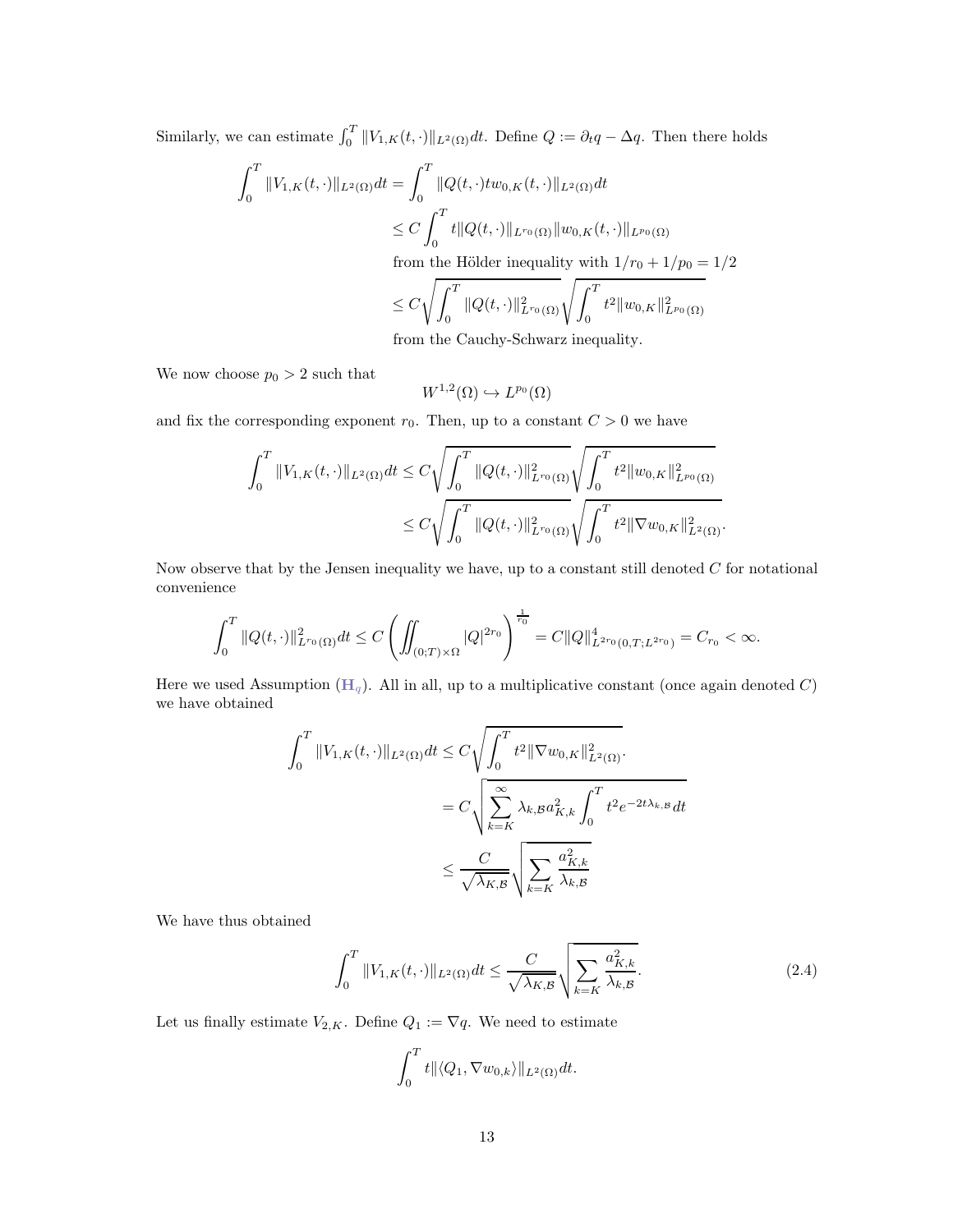Similarly, we can estimate $\int_0^T \|V_{1,K}(t,\cdot)\|_{L^2(\Omega)}dt$. Define $Q := \partial_t q - \Delta q$. Then there holds

$$
\begin{aligned}
\int_0^T \|V_{1,K}(t,\cdot)\|_{L^2(\Omega)}dt &= \int_0^T \|Q(t,\cdot)tw_{0,K}(t,\cdot)\|_{L^2(\Omega)}dt \\
&\leq C\int_0^T t\|Q(t,\cdot)\|_{L^{r_0}(\Omega)}\|w_{0,K}(t,\cdot)\|_{L^{p_0}(\Omega)} \\
&\quad \text{from the Hölder inequality with } 1/r_0 + 1/p_0 = 1/2 \\
&\leq C\sqrt{\int_0^T \|Q(t,\cdot)\|^2_{L^{r_0}(\Omega)}}\sqrt{\int_0^T t^2\|w_{0,K}\|^2_{L^{p_0}(\Omega)}} \\
&\quad \text{from the Cauchy-Schwarz inequality.}
\end{aligned}
$$

We now choose $p_0 > 2$ such that

$$
W^{1,2}(\Omega) \hookrightarrow L^{p_0}(\Omega)
$$

and fix the corresponding exponent $r_0$. Then, up to a constant $C > 0$ we have

$$
\begin{aligned}
\int_0^T \|V_{1,K}(t,\cdot)\|_{L^2(\Omega)}dt &\leq C\sqrt{\int_0^T \|Q(t,\cdot)\|^2_{L^{r_0}(\Omega)}}\sqrt{\int_0^T t^2\|w_{0,K}\|^2_{L^{p_0}(\Omega)}} \\
&\leq C\sqrt{\int_0^T \|Q(t,\cdot)\|^2_{L^{r_0}(\Omega)}}\sqrt{\int_0^T t^2\|\nabla w_{0,K}\|^2_{L^2(\Omega)}}.
\end{aligned}
$$

Now observe that by the Jensen inequality we have, up to a constant still denoted $C$ for notational convenience

$$
\int_0^T \|Q(t,\cdot)\|^2_{L^{r_0}(\Omega)}dt \leq C\left(\iint_{(0;T)\times\Omega} |Q|^{2r_0}\right)^{\frac{1}{r_0}} = C\|Q\|^4_{L^{2r_0}(0,T;L^{2r_0})} = C_{r_0} < \infty.
$$

Here we used Assumption ($\mathbf{H}_q$). All in all, up to a multiplicative constant (once again denoted $C$) we have obtained

$$
\begin{aligned}
\int_0^T \|V_{1,K}(t,\cdot)\|_{L^2(\Omega)}dt &\leq C\sqrt{\int_0^T t^2\|\nabla w_{0,K}\|^2_{L^2(\Omega)}}. \\
&= C\sqrt{\sum_{k=K}^{\infty} \lambda_{k,\mathcal{B}} a_{K,k}^2 \int_0^T t^2 e^{-2t\lambda_{k,\mathcal{B}}}dt} \\
&\leq \frac{C}{\sqrt{\lambda_{K,\mathcal{B}}}}\sqrt{\sum_{k=K} \frac{a_{K,k}^2}{\lambda_{k,\mathcal{B}}}}
\end{aligned}
$$

We have thus obtained

$$
\int_0^T \|V_{1,K}(t,\cdot)\|_{L^2(\Omega)}dt \leq \frac{C}{\sqrt{\lambda_{K,\mathcal{B}}}}\sqrt{\sum_{k=K} \frac{a_{K,k}^2}{\lambda_{k,\mathcal{B}}}}. \tag{2.4}
$$

Let us finally estimate $V_{2,K}$. Define $Q_1 := \nabla q$. We need to estimate

$$
\int_0^T t\|\langle Q_1, \nabla w_{0,k}\rangle\|_{L^2(\Omega)}dt.
$$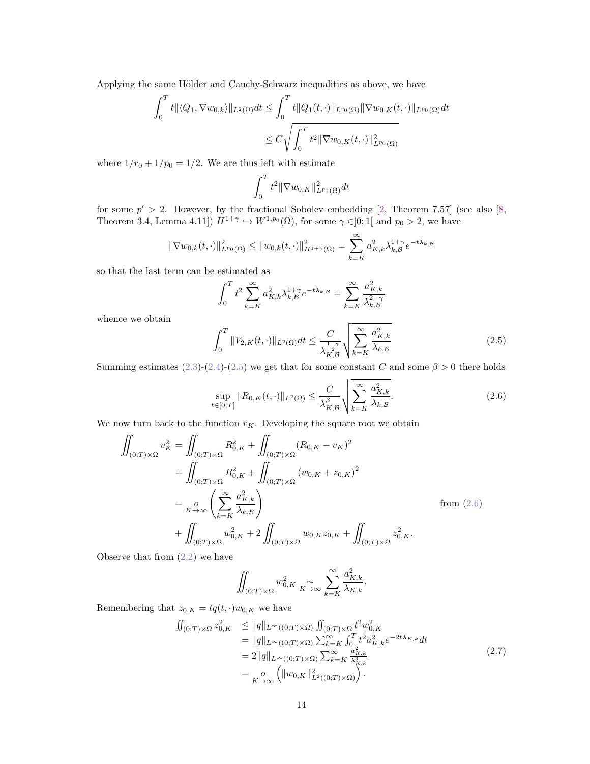Applying the same Hölder and Cauchy-Schwarz inequalities as above, we have

$$\int_0^T t\|\langle Q_1, \nabla w_{0,k}\rangle\|_{L^2(\Omega)}dt \leq \int_0^T t\|Q_1(t,\cdot)\|_{L^{r_0}(\Omega)}\|\nabla w_{0,K}(t,\cdot)\|_{L^{p_0}(\Omega)}dt$$
$$\leq C\sqrt{\int_0^T t^2\|\nabla w_{0,K}(t,\cdot)\|^2_{L^{p_0}(\Omega)}}$$

where $1/r_0 + 1/p_0 = 1/2$. We are thus left with estimate

$$\int_0^T t^2\|\nabla w_{0,K}\|^2_{L^{p_0}(\Omega)}dt$$

for some $p' > 2$. However, by the fractional Sobolev embedding [2, Theorem 7.57] (see also [8, Theorem 3.4, Lemma 4.11]) $H^{1+\gamma} \hookrightarrow W^{1,p_0}(\Omega)$, for some $\gamma \in ]0;1[$ and $p_0 > 2$, we have

$$\|\nabla w_{0,k}(t,\cdot)\|^2_{L^{p_0}(\Omega)} \leq \|w_{0,k}(t,\cdot)\|^2_{H^{1+\gamma}(\Omega)} = \sum_{k=K}^\infty a^2_{K,k}\lambda^{1+\gamma}_{k,\mathcal{B}}e^{-t\lambda_{k,\mathcal{B}}}$$

so that the last term can be estimated as

$$\int_0^T t^2\sum_{k=K}^\infty a^2_{K,k}\lambda^{1+\gamma}_{k,\mathcal{B}}e^{-t\lambda_{k,\mathcal{B}}} = \sum_{k=K}^\infty \frac{a^2_{K,k}}{\lambda^{2-\gamma}_{k,\mathcal{B}}}$$

whence we obtain

$$\int_0^T \|V_{2,K}(t,\cdot)\|_{L^2(\Omega)}dt \leq \frac{C}{\lambda^{\frac{1-\gamma}{2}}_{K,\mathcal{B}}}\sqrt{\sum_{k=K}^\infty \frac{a^2_{K,k}}{\lambda_{k,\mathcal{B}}}} \tag{2.5}$$

Summing estimates (2.3)-(2.4)-(2.5) we get that for some constant $C$ and some $\beta > 0$ there holds

$$\sup_{t\in[0;T]}\|R_{0,K}(t,\cdot)\|_{L^2(\Omega)} \leq \frac{C}{\lambda^\beta_{K,\mathcal{B}}}\sqrt{\sum_{k=K}^\infty \frac{a^2_{K,k}}{\lambda_{k,\mathcal{B}}}}. \tag{2.6}$$

We now turn back to the function $v_K$. Developing the square root we obtain

$$\begin{aligned}
\iint_{(0;T)\times\Omega} v_K^2 &= \iint_{(0;T)\times\Omega} R^2_{0,K} + \iint_{(0;T)\times\Omega}(R_{0,K} - v_K)^2 \\
&= \iint_{(0;T)\times\Omega} R^2_{0,K} + \iint_{(0;T)\times\Omega}(w_{0,K} + z_{0,K})^2 \\
&= \underset{K\to\infty}{o}\left(\sum_{k=K}^\infty \frac{a^2_{K,k}}{\lambda_{k,\mathcal{B}}}\right) \qquad\qquad \text{from (2.6)} \\
&\quad + \iint_{(0;T)\times\Omega} w^2_{0,K} + 2\iint_{(0;T)\times\Omega} w_{0,K}z_{0,K} + \iint_{(0;T)\times\Omega} z^2_{0,K}.
\end{aligned}$$

Observe that from (2.2) we have

$$\iint_{(0;T)\times\Omega} w^2_{0,K} \underset{K\to\infty}{\sim} \sum_{k=K}^\infty \frac{a^2_{K,k}}{\lambda_{K,k}}.$$

Remembering that $z_{0,K} = tq(t,\cdot)w_{0,K}$ we have

$$\begin{aligned}
\iint_{(0;T)\times\Omega} z^2_{0,K} &\leq \|q\|_{L^\infty((0;T)\times\Omega)}\iint_{(0;T)\times\Omega} t^2w^2_{0,K} \\
&= \|q\|_{L^\infty((0;T)\times\Omega)}\sum_{k=K}^\infty \int_0^T t^2a^2_{K,k}e^{-2t\lambda_{K,k}}dt \\
&= 2\|q\|_{L^\infty((0;T)\times\Omega)}\sum_{k=K}^\infty \frac{a^2_{K,k}}{\lambda^3_{K,k}} \\
&= \underset{K\to\infty}{o}\left(\|w_{0,K}\|^2_{L^2((0;T)\times\Omega)}\right).
\end{aligned} \tag{2.7}$$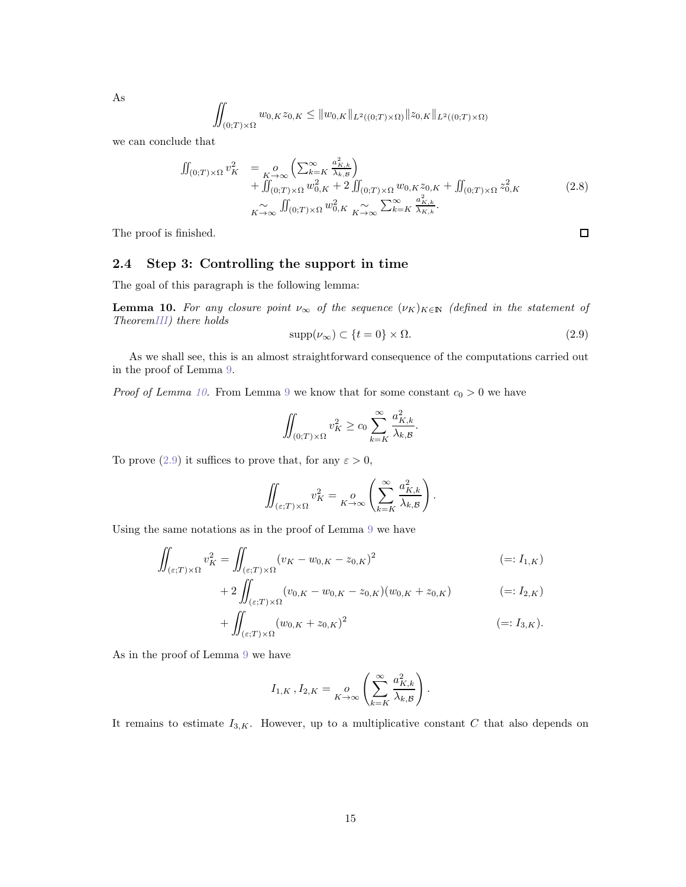As

$$\iint_{(0;T)\times\Omega} w_{0,K} z_{0,K} \leq \|w_{0,K}\|_{L^2((0;T)\times\Omega)} \|z_{0,K}\|_{L^2((0;T)\times\Omega)}$$

we can conclude that

$$\begin{aligned}
\iint_{(0;T)\times\Omega} v_K^2 &= \underset{K\to\infty}{o}\left(\sum_{k=K}^{\infty} \frac{a_{K,k}^2}{\lambda_{k,\mathcal{B}}}\right) \\
&\quad + \iint_{(0;T)\times\Omega} w_{0,K}^2 + 2\iint_{(0;T)\times\Omega} w_{0,K} z_{0,K} + \iint_{(0;T)\times\Omega} z_{0,K}^2 \\
&\underset{K\to\infty}{\sim} \iint_{(0;T)\times\Omega} w_{0,K}^2 \underset{K\to\infty}{\sim} \sum_{k=K}^{\infty} \frac{a_{K,k}^2}{\lambda_{K,k}}.
\end{aligned} \tag{2.8}$$

The proof is finished. ☐

## 2.4 Step 3: Controlling the support in time

The goal of this paragraph is the following lemma:

**Lemma 10.** *For any closure point $\nu_\infty$ of the sequence $(\nu_K)_{K\in\mathbb{N}}$ (defined in the statement of TheoremIII) there holds*

$$\operatorname{supp}(\nu_\infty) \subset \{t = 0\} \times \Omega. \tag{2.9}$$

As we shall see, this is an almost straightforward consequence of the computations carried out in the proof of Lemma 9.

*Proof of Lemma 10.* From Lemma 9 we know that for some constant $c_0 > 0$ we have

$$\iint_{(0;T)\times\Omega} v_K^2 \geq c_0 \sum_{k=K}^{\infty} \frac{a_{K,k}^2}{\lambda_{k,\mathcal{B}}}.$$

To prove (2.9) it suffices to prove that, for any $\varepsilon > 0$,

$$\iint_{(\varepsilon;T)\times\Omega} v_K^2 = \underset{K\to\infty}{o}\left(\sum_{k=K}^{\infty} \frac{a_{K,k}^2}{\lambda_{k,\mathcal{B}}}\right).$$

Using the same notations as in the proof of Lemma 9 we have

$$\begin{aligned}
\iint_{(\varepsilon;T)\times\Omega} v_K^2 &= \iint_{(\varepsilon;T)\times\Omega} (v_K - w_{0,K} - z_{0,K})^2 && (=: I_{1,K}) \\
&\quad + 2\iint_{(\varepsilon;T)\times\Omega} (v_{0,K} - w_{0,K} - z_{0,K})(w_{0,K} + z_{0,K}) && (=: I_{2,K}) \\
&\quad + \iint_{(\varepsilon;T)\times\Omega} (w_{0,K} + z_{0,K})^2 && (=: I_{3,K}).
\end{aligned}$$

As in the proof of Lemma 9 we have

$$I_{1,K}\,, I_{2,K} = \underset{K\to\infty}{o}\left(\sum_{k=K}^{\infty} \frac{a_{K,k}^2}{\lambda_{k,\mathcal{B}}}\right).$$

It remains to estimate $I_{3,K}$. However, up to a multiplicative constant $C$ that also depends on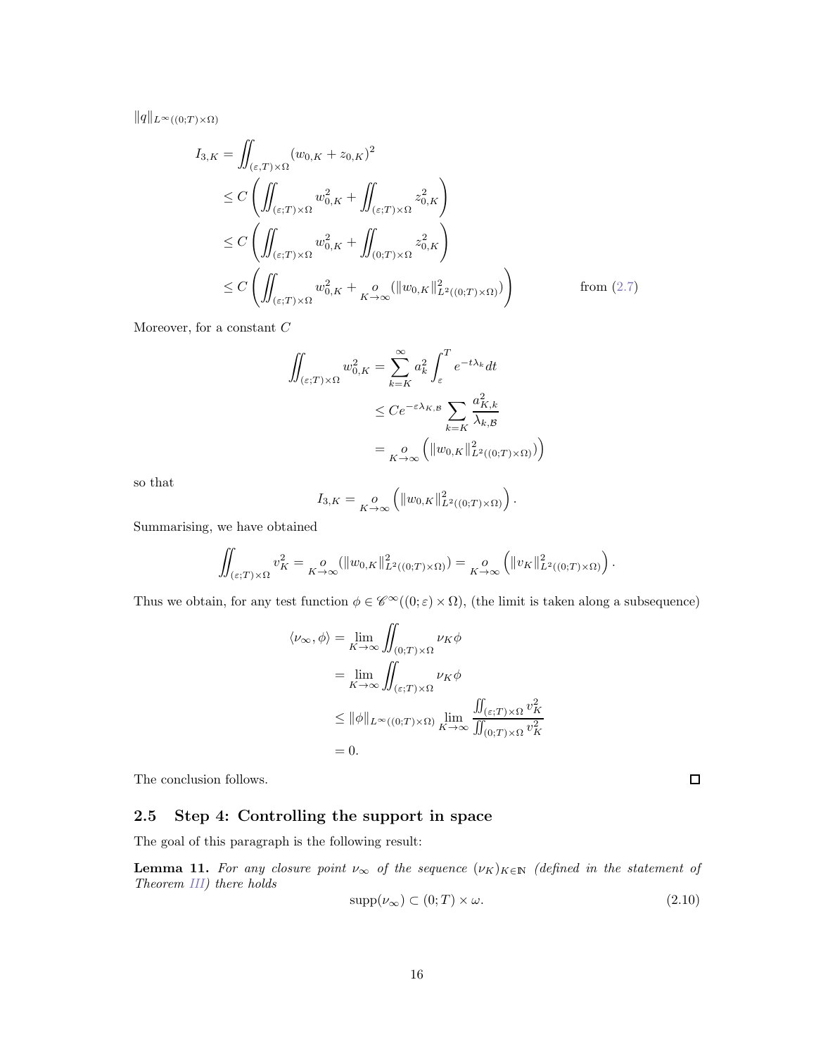$\|q\|_{L^\infty((0;T)\times\Omega)}$

$$
\begin{aligned}
I_{3,K} &= \iint_{(\varepsilon,T)\times\Omega} (w_{0,K}+z_{0,K})^2\\
&\leq C\left(\iint_{(\varepsilon;T)\times\Omega} w_{0,K}^2 + \iint_{(\varepsilon;T)\times\Omega} z_{0,K}^2\right)\\
&\leq C\left(\iint_{(\varepsilon;T)\times\Omega} w_{0,K}^2 + \iint_{(0;T)\times\Omega} z_{0,K}^2\right)\\
&\leq C\left(\iint_{(\varepsilon;T)\times\Omega} w_{0,K}^2 + \underset{K\to\infty}{o}(\|w_{0,K}\|^2_{L^2((0;T)\times\Omega)})\right) && \text{from (2.7)}
\end{aligned}
$$

Moreover, for a constant $C$

$$
\begin{aligned}
\iint_{(\varepsilon;T)\times\Omega} w_{0,K}^2 &= \sum_{k=K}^{\infty} a_k^2 \int_\varepsilon^T e^{-t\lambda_k}dt\\
&\leq Ce^{-\varepsilon\lambda_{K,\mathcal{B}}}\sum_{k=K}\frac{a_{K,k}^2}{\lambda_{k,\mathcal{B}}}\\
&= \underset{K\to\infty}{o}\left(\|w_{0,K}\|^2_{L^2((0;T)\times\Omega)}\right)
\end{aligned}
$$

so that

$$
I_{3,K} = \underset{K\to\infty}{o}\left(\|w_{0,K}\|^2_{L^2((0;T)\times\Omega)}\right).
$$

Summarising, we have obtained

$$
\iint_{(\varepsilon;T)\times\Omega} v_K^2 = \underset{K\to\infty}{o}(\|w_{0,K}\|^2_{L^2((0;T)\times\Omega)}) = \underset{K\to\infty}{o}\left(\|v_K\|^2_{L^2((0;T)\times\Omega)}\right).
$$

Thus we obtain, for any test function $\phi\in\mathscr{C}^\infty((0;\varepsilon)\times\Omega)$, (the limit is taken along a subsequence)

$$
\begin{aligned}
\langle \nu_\infty,\phi\rangle &= \lim_{K\to\infty}\iint_{(0;T)\times\Omega}\nu_K\phi\\
&= \lim_{K\to\infty}\iint_{(\varepsilon;T)\times\Omega}\nu_K\phi\\
&\leq \|\phi\|_{L^\infty((0;T)\times\Omega)}\lim_{K\to\infty}\frac{\iint_{(\varepsilon;T)\times\Omega} v_K^2}{\iint_{(0;T)\times\Omega} v_K^2}\\
&= 0.
\end{aligned}
$$

The conclusion follows. $\square$

## 2.5 Step 4: Controlling the support in space

The goal of this paragraph is the following result:

**Lemma 11.** *For any closure point $\nu_\infty$ of the sequence $(\nu_K)_{K\in\mathbb{N}}$ (defined in the statement of Theorem III) there holds*

$$
\operatorname{supp}(\nu_\infty)\subset(0;T)\times\omega. \tag{2.10}
$$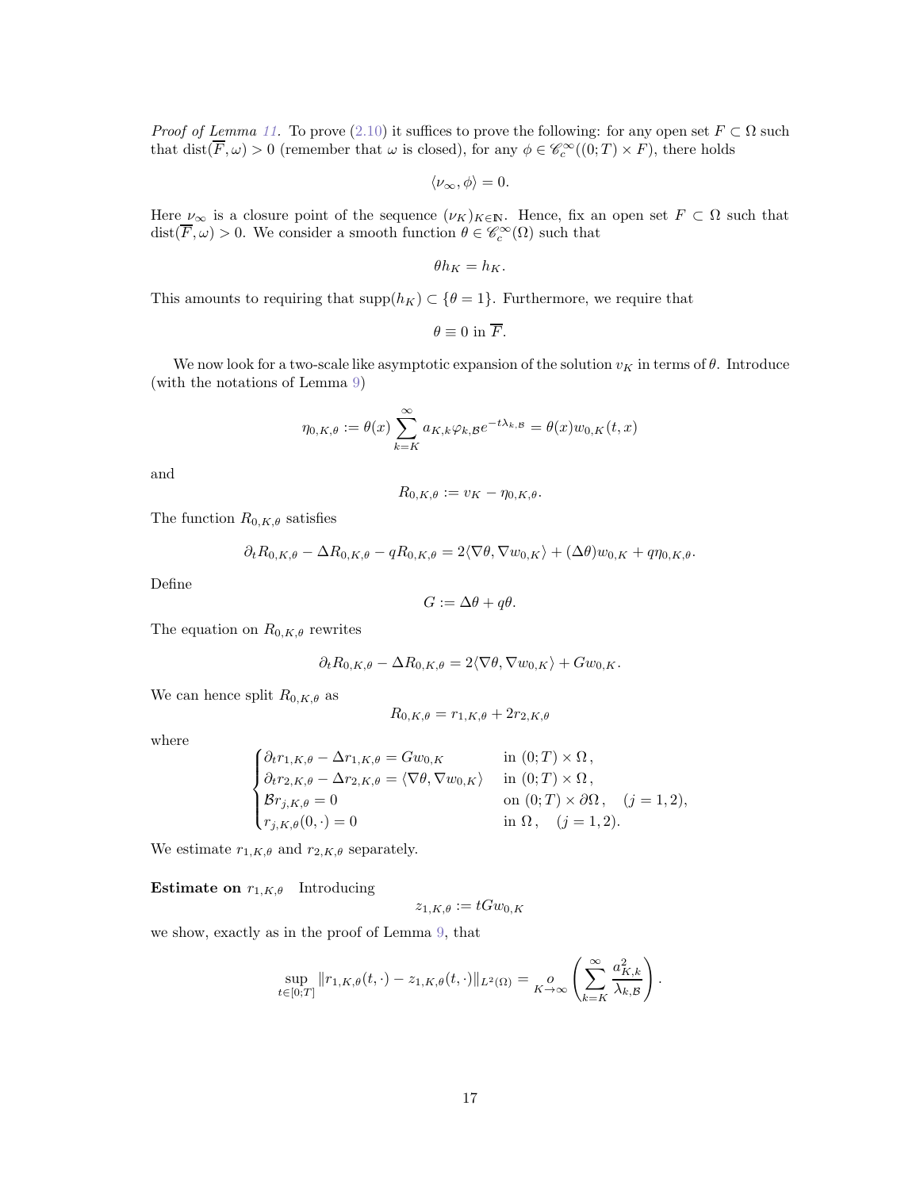*Proof of Lemma 11.* To prove (2.10) it suffices to prove the following: for any open set $F \subset \Omega$ such that $\operatorname{dist}(\overline{F}, \omega) > 0$ (remember that $\omega$ is closed), for any $\phi \in \mathscr{C}_c^\infty((0;T) \times F)$, there holds

$$\langle \nu_\infty, \phi \rangle = 0.$$

Here $\nu_\infty$ is a closure point of the sequence $(\nu_K)_{K \in \mathbb{N}}$. Hence, fix an open set $F \subset \Omega$ such that $\operatorname{dist}(\overline{F}, \omega) > 0$. We consider a smooth function $\theta \in \mathscr{C}_c^\infty(\Omega)$ such that

$$\theta h_K = h_K.$$

This amounts to requiring that $\operatorname{supp}(h_K) \subset \{\theta = 1\}$. Furthermore, we require that

$$\theta \equiv 0 \text{ in } \overline{F}.$$

We now look for a two-scale like asymptotic expansion of the solution $v_K$ in terms of $\theta$. Introduce (with the notations of Lemma 9)

$$\eta_{0,K,\theta} := \theta(x) \sum_{k=K}^{\infty} a_{K,k} \varphi_{k,\mathcal{B}} e^{-t\lambda_{k,\mathcal{B}}} = \theta(x) w_{0,K}(t,x)$$

and

$$R_{0,K,\theta} := v_K - \eta_{0,K,\theta}.$$

The function $R_{0,K,\theta}$ satisfies

$$\partial_t R_{0,K,\theta} - \Delta R_{0,K,\theta} - q R_{0,K,\theta} = 2\langle \nabla \theta, \nabla w_{0,K} \rangle + (\Delta \theta) w_{0,K} + q \eta_{0,K,\theta}.$$

Define

$$G := \Delta \theta + q\theta.$$

The equation on $R_{0,K,\theta}$ rewrites

$$\partial_t R_{0,K,\theta} - \Delta R_{0,K,\theta} = 2\langle \nabla \theta, \nabla w_{0,K} \rangle + G w_{0,K}.$$

We can hence split $R_{0,K,\theta}$ as

$$R_{0,K,\theta} = r_{1,K,\theta} + 2 r_{2,K,\theta}$$

where

$$\begin{cases} \partial_t r_{1,K,\theta} - \Delta r_{1,K,\theta} = G w_{0,K} & \text{in } (0;T) \times \Omega\,, \\ \partial_t r_{2,K,\theta} - \Delta r_{2,K,\theta} = \langle \nabla \theta, \nabla w_{0,K} \rangle & \text{in } (0;T) \times \Omega\,, \\ \mathcal{B} r_{j,K,\theta} = 0 & \text{on } (0;T) \times \partial\Omega\,, \quad (j = 1,2), \\ r_{j,K,\theta}(0, \cdot) = 0 & \text{in } \Omega\,, \quad (j = 1,2). \end{cases}$$

We estimate $r_{1,K,\theta}$ and $r_{2,K,\theta}$ separately.

**Estimate on $r_{1,K,\theta}$** Introducing

$$z_{1,K,\theta} := t G w_{0,K}$$

we show, exactly as in the proof of Lemma 9, that

$$\sup_{t \in [0;T]} \| r_{1,K,\theta}(t,\cdot) - z_{1,K,\theta}(t,\cdot) \|_{L^2(\Omega)} = \underset{K \to \infty}{o} \left( \sum_{k=K}^{\infty} \frac{a_{K,k}^2}{\lambda_{k,\mathcal{B}}} \right).$$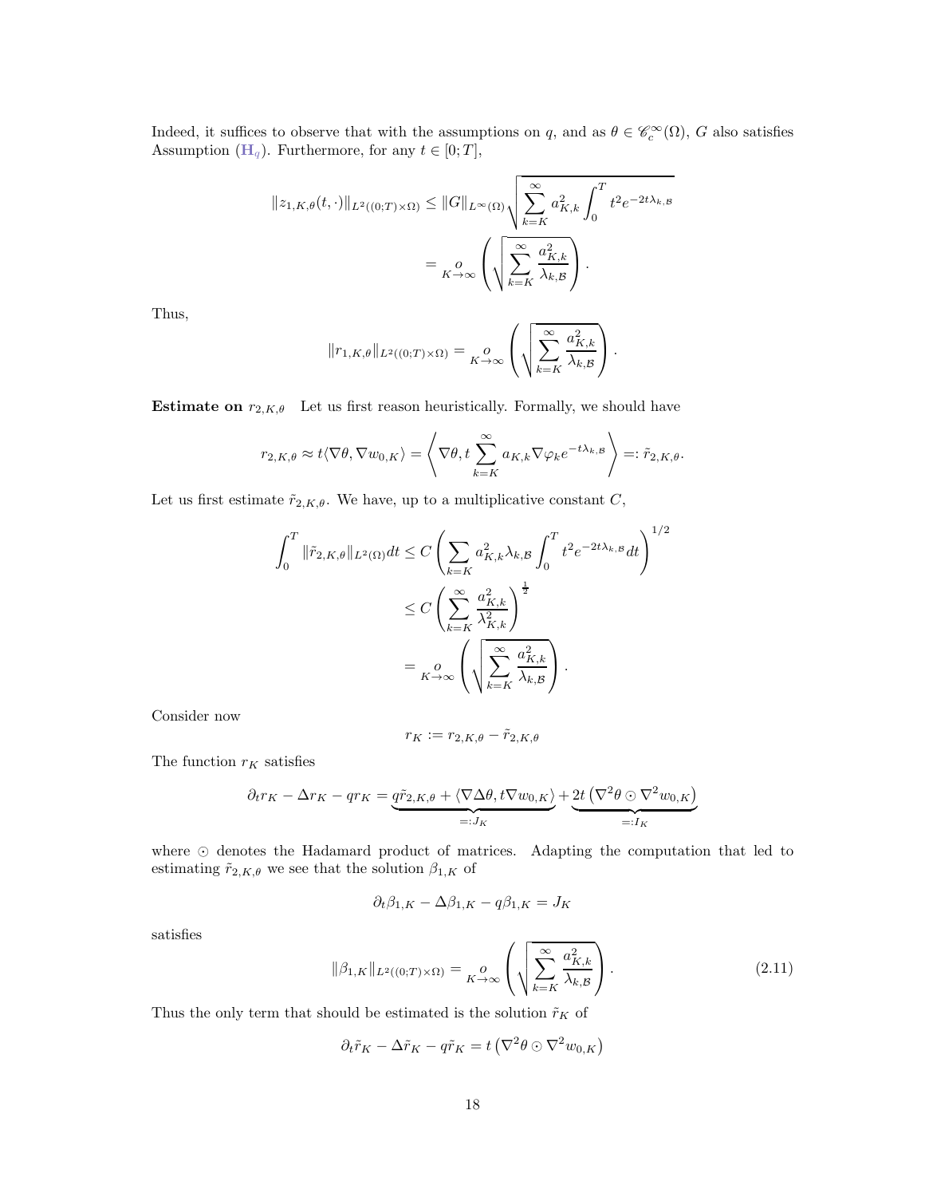Indeed, it suffices to observe that with the assumptions on $q$, and as $\theta \in \mathscr{C}^\infty_c(\Omega)$, $G$ also satisfies Assumption ($\mathbf{H}_q$). Furthermore, for any $t \in [0;T]$,

$$\|z_{1,K,\theta}(t,\cdot)\|_{L^2((0;T)\times\Omega)} \leq \|G\|_{L^\infty(\Omega)}\sqrt{\sum_{k=K}^\infty a_{K,k}^2 \int_0^T t^2 e^{-2t\lambda_{k,\mathcal{B}}}}$$

$$= \underset{K\to\infty}{o}\left(\sqrt{\sum_{k=K}^\infty \frac{a_{K,k}^2}{\lambda_{k,\mathcal{B}}}}\right).$$

Thus,

$$\|r_{1,K,\theta}\|_{L^2((0;T)\times\Omega)} = \underset{K\to\infty}{o}\left(\sqrt{\sum_{k=K}^\infty \frac{a_{K,k}^2}{\lambda_{k,\mathcal{B}}}}\right).$$

**Estimate on $r_{2,K,\theta}$** Let us first reason heuristically. Formally, we should have

$$r_{2,K,\theta} \approx t\langle \nabla\theta, \nabla w_{0,K}\rangle = \left\langle \nabla\theta, t\sum_{k=K}^\infty a_{K,k}\nabla\varphi_k e^{-t\lambda_{k,\mathcal{B}}}\right\rangle =: \tilde{r}_{2,K,\theta}.$$

Let us first estimate $\tilde{r}_{2,K,\theta}$. We have, up to a multiplicative constant $C$,

$$\int_0^T \|\tilde{r}_{2,K,\theta}\|_{L^2(\Omega)}dt \leq C\left(\sum_{k=K} a_{K,k}^2\lambda_{k,\mathcal{B}}\int_0^T t^2 e^{-2t\lambda_{k,\mathcal{B}}}dt\right)^{1/2}$$

$$\leq C\left(\sum_{k=K}^\infty \frac{a_{K,k}^2}{\lambda_{K,k}^2}\right)^{\frac{1}{2}}$$

$$= \underset{K\to\infty}{o}\left(\sqrt{\sum_{k=K}^\infty \frac{a_{K,k}^2}{\lambda_{k,\mathcal{B}}}}\right).$$

Consider now

$$r_K := r_{2,K,\theta} - \tilde{r}_{2,K,\theta}$$

The function $r_K$ satisfies

$$\partial_t r_K - \Delta r_K - qr_K = \underbrace{q\tilde{r}_{2,K,\theta} + \langle\nabla\Delta\theta, t\nabla w_{0,K}\rangle}_{=:J_K} + \underbrace{2t\left(\nabla^2\theta\odot\nabla^2 w_{0,K}\right)}_{=:I_K}$$

where $\odot$ denotes the Hadamard product of matrices. Adapting the computation that led to estimating $\tilde{r}_{2,K,\theta}$ we see that the solution $\beta_{1,K}$ of

$$\partial_t\beta_{1,K} - \Delta\beta_{1,K} - q\beta_{1,K} = J_K$$

satisfies

$$\|\beta_{1,K}\|_{L^2((0;T)\times\Omega)} = \underset{K\to\infty}{o}\left(\sqrt{\sum_{k=K}^\infty \frac{a_{K,k}^2}{\lambda_{k,\mathcal{B}}}}\right). \tag{2.11}$$

Thus the only term that should be estimated is the solution $\tilde{r}_K$ of

$$\partial_t\tilde{r}_K - \Delta\tilde{r}_K - q\tilde{r}_K = t\left(\nabla^2\theta\odot\nabla^2 w_{0,K}\right)$$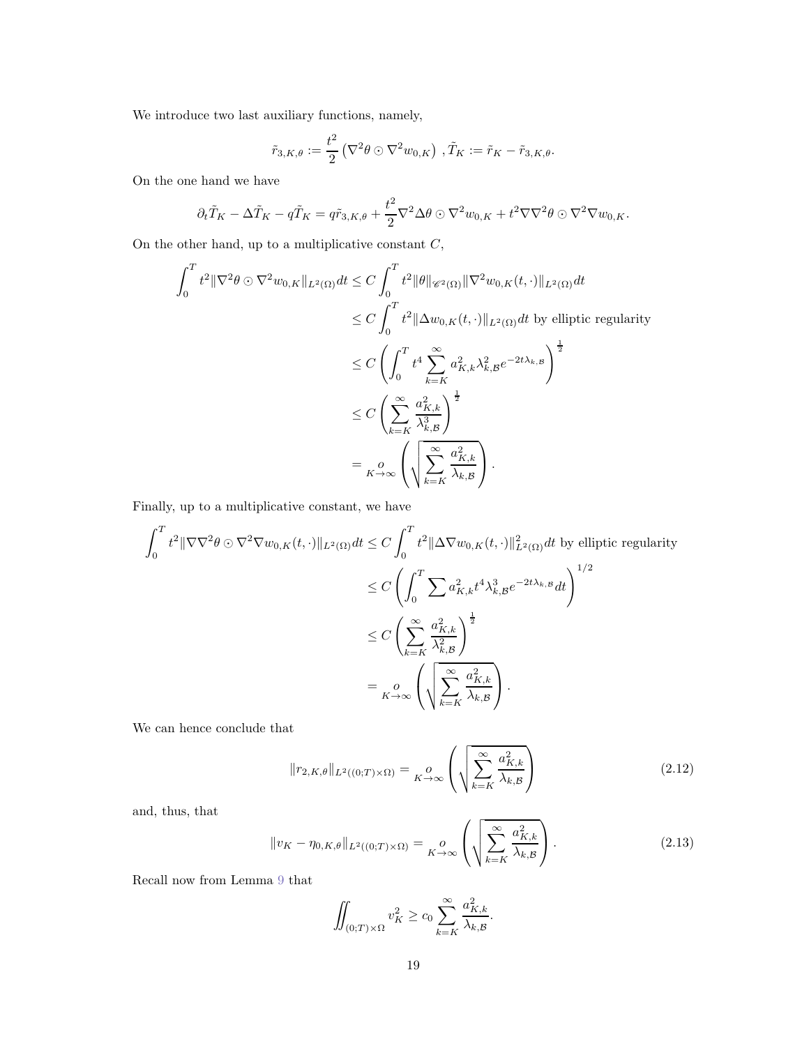We introduce two last auxiliary functions, namely,

$$\tilde{r}_{3,K,\theta} := \frac{t^2}{2}\left(\nabla^2\theta \odot \nabla^2 w_{0,K}\right), \tilde{T}_K := \tilde{r}_K - \tilde{r}_{3,K,\theta}.$$

On the one hand we have

$$\partial_t \tilde{T}_K - \Delta \tilde{T}_K - q\tilde{T}_K = q\tilde{r}_{3,K,\theta} + \frac{t^2}{2}\nabla^2\Delta\theta \odot \nabla^2 w_{0,K} + t^2 \nabla\nabla^2\theta \odot \nabla^2\nabla w_{0,K}.$$

On the other hand, up to a multiplicative constant $C$,

$$\begin{aligned}
\int_0^T t^2 \|\nabla^2\theta \odot \nabla^2 w_{0,K}\|_{L^2(\Omega)} dt &\leq C\int_0^T t^2 \|\theta\|_{\mathscr{C}^2(\Omega)} \|\nabla^2 w_{0,K}(t,\cdot)\|_{L^2(\Omega)} dt \\
&\leq C\int_0^T t^2 \|\Delta w_{0,K}(t,\cdot)\|_{L^2(\Omega)} dt \text{ by elliptic regularity} \\
&\leq C\left(\int_0^T t^4 \sum_{k=K}^{\infty} a_{K,k}^2 \lambda_{k,\mathcal{B}}^2 e^{-2t\lambda_{k,\mathcal{B}}}\right)^{\frac{1}{2}} \\
&\leq C\left(\sum_{k=K}^{\infty} \frac{a_{K,k}^2}{\lambda_{k,\mathcal{B}}^3}\right)^{\frac{1}{2}} \\
&= \underset{K\to\infty}{o}\left(\sqrt{\sum_{k=K}^{\infty} \frac{a_{K,k}^2}{\lambda_{k,\mathcal{B}}}}\right).
\end{aligned}$$

Finally, up to a multiplicative constant, we have

$$\begin{aligned}
\int_0^T t^2 \|\nabla\nabla^2\theta \odot \nabla^2\nabla w_{0,K}(t,\cdot)\|_{L^2(\Omega)} dt &\leq C\int_0^T t^2 \|\Delta\nabla w_{0,K}(t,\cdot)\|_{L^2(\Omega)}^2 dt \text{ by elliptic regularity} \\
&\leq C\left(\int_0^T \sum a_{K,k}^2 t^4 \lambda_{k,\mathcal{B}}^3 e^{-2t\lambda_{k,\mathcal{B}}} dt\right)^{1/2} \\
&\leq C\left(\sum_{k=K}^{\infty} \frac{a_{K,k}^2}{\lambda_{k,\mathcal{B}}^2}\right)^{\frac{1}{2}} \\
&= \underset{K\to\infty}{o}\left(\sqrt{\sum_{k=K}^{\infty} \frac{a_{K,k}^2}{\lambda_{k,\mathcal{B}}}}\right).
\end{aligned}$$

We can hence conclude that

$$\|r_{2,K,\theta}\|_{L^2((0;T)\times\Omega)} = \underset{K\to\infty}{o}\left(\sqrt{\sum_{k=K}^{\infty} \frac{a_{K,k}^2}{\lambda_{k,\mathcal{B}}}}\right) \tag{2.12}$$

and, thus, that

$$\|v_K - \eta_{0,K,\theta}\|_{L^2((0;T)\times\Omega)} = \underset{K\to\infty}{o}\left(\sqrt{\sum_{k=K}^{\infty} \frac{a_{K,k}^2}{\lambda_{k,\mathcal{B}}}}\right). \tag{2.13}$$

Recall now from Lemma 9 that

$$\iint_{(0;T)\times\Omega} v_K^2 \geq c_0 \sum_{k=K}^{\infty} \frac{a_{K,k}^2}{\lambda_{k,\mathcal{B}}}.$$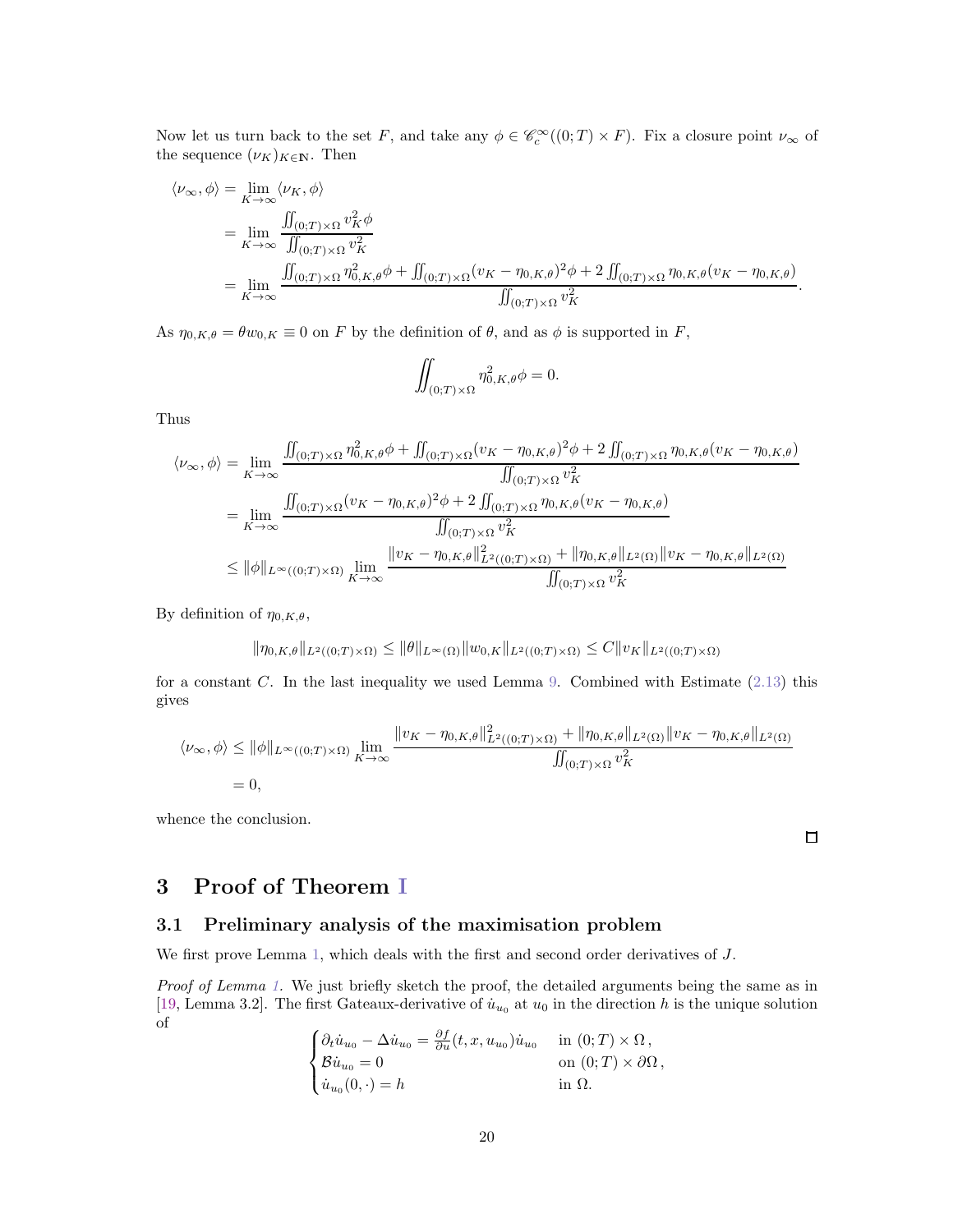Now let us turn back to the set $F$, and take any $\phi \in \mathscr{C}_c^\infty((0;T)\times F)$. Fix a closure point $\nu_\infty$ of the sequence $(\nu_K)_{K\in\mathbb{N}}$. Then

$$
\begin{aligned}
\langle \nu_\infty, \phi\rangle &= \lim_{K\to\infty} \langle \nu_K, \phi\rangle \\
&= \lim_{K\to\infty} \frac{\iint_{(0;T)\times\Omega} v_K^2 \phi}{\iint_{(0;T)\times\Omega} v_K^2} \\
&= \lim_{K\to\infty} \frac{\iint_{(0;T)\times\Omega} \eta_{0,K,\theta}^2\phi + \iint_{(0;T)\times\Omega}(v_K-\eta_{0,K,\theta})^2\phi + 2\iint_{(0;T)\times\Omega}\eta_{0,K,\theta}(v_K-\eta_{0,K,\theta})}{\iint_{(0;T)\times\Omega} v_K^2}.
\end{aligned}
$$

As $\eta_{0,K,\theta} = \theta w_{0,K} \equiv 0$ on $F$ by the definition of $\theta$, and as $\phi$ is supported in $F$,

$$
\iint_{(0;T)\times\Omega} \eta_{0,K,\theta}^2 \phi = 0.
$$

Thus

$$
\begin{aligned}
\langle \nu_\infty, \phi\rangle &= \lim_{K\to\infty} \frac{\iint_{(0;T)\times\Omega} \eta_{0,K,\theta}^2\phi + \iint_{(0;T)\times\Omega}(v_K-\eta_{0,K,\theta})^2\phi + 2\iint_{(0;T)\times\Omega}\eta_{0,K,\theta}(v_K-\eta_{0,K,\theta})}{\iint_{(0;T)\times\Omega} v_K^2} \\
&= \lim_{K\to\infty} \frac{\iint_{(0;T)\times\Omega}(v_K-\eta_{0,K,\theta})^2\phi + 2\iint_{(0;T)\times\Omega}\eta_{0,K,\theta}(v_K-\eta_{0,K,\theta})}{\iint_{(0;T)\times\Omega} v_K^2} \\
&\leq \|\phi\|_{L^\infty((0;T)\times\Omega)} \lim_{K\to\infty} \frac{\|v_K-\eta_{0,K,\theta}\|^2_{L^2((0;T)\times\Omega)} + \|\eta_{0,K,\theta}\|_{L^2(\Omega)}\|v_K-\eta_{0,K,\theta}\|_{L^2(\Omega)}}{\iint_{(0;T)\times\Omega} v_K^2}
\end{aligned}
$$

By definition of $\eta_{0,K,\theta}$,

$$
\|\eta_{0,K,\theta}\|_{L^2((0;T)\times\Omega)} \leq \|\theta\|_{L^\infty(\Omega)}\|w_{0,K}\|_{L^2((0;T)\times\Omega)} \leq C\|v_K\|_{L^2((0;T)\times\Omega)}
$$

for a constant $C$. In the last inequality we used Lemma 9. Combined with Estimate (2.13) this gives

$$
\begin{aligned}
\langle \nu_\infty, \phi\rangle &\leq \|\phi\|_{L^\infty((0;T)\times\Omega)} \lim_{K\to\infty} \frac{\|v_K-\eta_{0,K,\theta}\|^2_{L^2((0;T)\times\Omega)} + \|\eta_{0,K,\theta}\|_{L^2(\Omega)}\|v_K-\eta_{0,K,\theta}\|_{L^2(\Omega)}}{\iint_{(0;T)\times\Omega} v_K^2} \\
&= 0,
\end{aligned}
$$

whence the conclusion. □

# 3 Proof of Theorem I

## 3.1 Preliminary analysis of the maximisation problem

We first prove Lemma 1, which deals with the first and second order derivatives of $J$.

*Proof of Lemma 1.* We just briefly sketch the proof, the detailed arguments being the same as in [19, Lemma 3.2]. The first Gateaux-derivative of $\dot{u}_{u_0}$ at $u_0$ in the direction $h$ is the unique solution of

$$
\begin{cases}
\partial_t \dot{u}_{u_0} - \Delta \dot{u}_{u_0} = \frac{\partial f}{\partial u}(t,x,u_{u_0})\dot{u}_{u_0} & \text{in } (0;T)\times\Omega\,, \\
\mathcal{B}\dot{u}_{u_0} = 0 & \text{on } (0;T)\times\partial\Omega\,, \\
\dot{u}_{u_0}(0,\cdot) = h & \text{in } \Omega.
\end{cases}
$$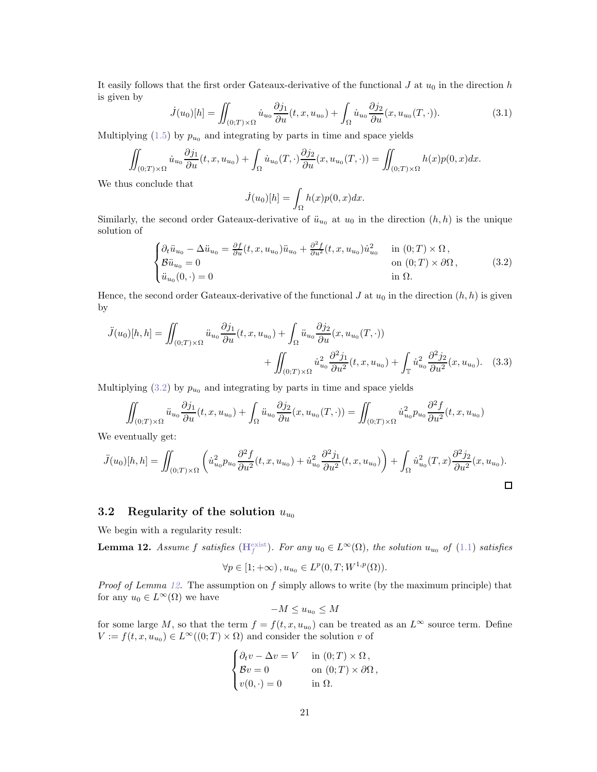It easily follows that the first order Gateaux-derivative of the functional $J$ at $u_0$ in the direction $h$ is given by

$$\dot{J}(u_0)[h] = \iint_{(0;T)\times\Omega} \dot{u}_{u_0} \frac{\partial j_1}{\partial u}(t,x,u_{u_0}) + \int_\Omega \dot{u}_{u_0} \frac{\partial j_2}{\partial u}(x, u_{u_0}(T,\cdot)). \tag{3.1}$$

Multiplying (1.5) by $p_{u_0}$ and integrating by parts in time and space yields

$$\iint_{(0;T)\times\Omega} \dot{u}_{u_0} \frac{\partial j_1}{\partial u}(t,x,u_{u_0}) + \int_\Omega \dot{u}_{u_0}(T,\cdot) \frac{\partial j_2}{\partial u}(x, u_{u_0}(T,\cdot)) = \iint_{(0;T)\times\Omega} h(x)p(0,x)dx.$$

We thus conclude that

$$\dot{J}(u_0)[h] = \int_\Omega h(x)p(0,x)dx.$$

Similarly, the second order Gateaux-derivative of $\ddot{u}_{u_0}$ at $u_0$ in the direction $(h,h)$ is the unique solution of

$$\begin{cases} \partial_t \ddot{u}_{u_0} - \Delta \ddot{u}_{u_0} = \frac{\partial f}{\partial u}(t,x,u_{u_0})\ddot{u}_{u_0} + \frac{\partial^2 f}{\partial u^2}(t,x,u_{u_0})\dot{u}_{u_0}^2 & \text{in } (0;T)\times\Omega\,, \\ \mathcal{B}\ddot{u}_{u_0} = 0 & \text{on } (0;T)\times\partial\Omega\,, \\ \ddot{u}_{u_0}(0,\cdot) = 0 & \text{in } \Omega. \end{cases} \tag{3.2}$$

Hence, the second order Gateaux-derivative of the functional $J$ at $u_0$ in the direction $(h,h)$ is given by

$$\ddot{J}(u_0)[h,h] = \iint_{(0;T)\times\Omega} \ddot{u}_{u_0} \frac{\partial j_1}{\partial u}(t,x,u_{u_0}) + \int_\Omega \ddot{u}_{u_0} \frac{\partial j_2}{\partial u}(x, u_{u_0}(T,\cdot)) + \iint_{(0;T)\times\Omega} \dot{u}_{u_0}^2 \frac{\partial^2 j_1}{\partial u^2}(t,x,u_{u_0}) + \int_{\mathbb{T}} \dot{u}_{u_0}^2 \frac{\partial^2 j_2}{\partial u^2}(x,u_{u_0}). \tag{3.3}$$

Multiplying (3.2) by $p_{u_0}$ and integrating by parts in time and space yields

$$\iint_{(0;T)\times\Omega} \ddot{u}_{u_0} \frac{\partial j_1}{\partial u}(t,x,u_{u_0}) + \int_\Omega \ddot{u}_{u_0} \frac{\partial j_2}{\partial u}(x, u_{u_0}(T,\cdot)) = \iint_{(0;T)\times\Omega} \dot{u}_{u_0}^2 p_{u_0} \frac{\partial^2 f}{\partial u^2}(t,x,u_{u_0})$$

We eventually get:

$$\ddot{J}(u_0)[h,h] = \iint_{(0;T)\times\Omega} \left( \dot{u}_{u_0}^2 p_{u_0} \frac{\partial^2 f}{\partial u^2}(t,x,u_{u_0}) + \dot{u}_{u_0}^2 \frac{\partial^2 j_1}{\partial u^2}(t,x,u_{u_0}) \right) + \int_\Omega \dot{u}_{u_0}^2(T,x) \frac{\partial^2 j_2}{\partial u^2}(x,u_{u_0}).$$

□

## 3.2 Regularity of the solution $u_{u_0}$

We begin with a regularity result:

**Lemma 12.** *Assume $f$ satisfies ($\mathbf{H}_f^{\text{exist}}$). For any $u_0 \in L^\infty(\Omega)$, the solution $u_{u_0}$ of (1.1) satisfies*

$$\forall p \in [1;+\infty)\,, u_{u_0} \in L^p(0,T;W^{1,p}(\Omega)).$$

*Proof of Lemma 12.* The assumption on $f$ simply allows to write (by the maximum principle) that for any $u_0 \in L^\infty(\Omega)$ we have

$$-M \leq u_{u_0} \leq M$$

for some large $M$, so that the term $f = f(t,x,u_{u_0})$ can be treated as an $L^\infty$ source term. Define $V := f(t,x,u_{u_0}) \in L^\infty((0;T)\times\Omega)$ and consider the solution $v$ of

$$\begin{cases} \partial_t v - \Delta v = V & \text{in } (0;T)\times\Omega\,, \\ \mathcal{B}v = 0 & \text{on } (0;T)\times\partial\Omega\,, \\ v(0,\cdot) = 0 & \text{in } \Omega. \end{cases}$$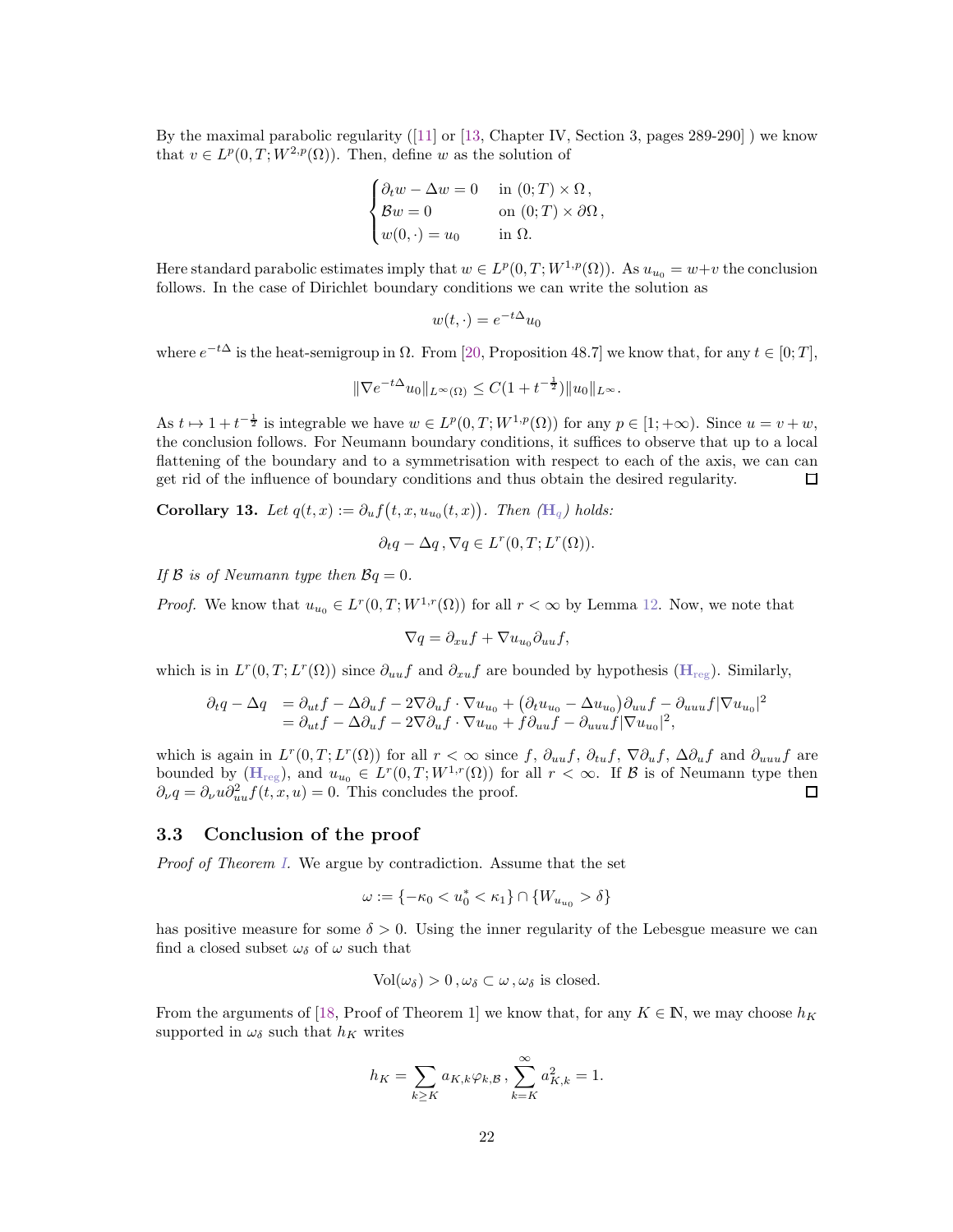By the maximal parabolic regularity ([11] or [13, Chapter IV, Section 3, pages 289-290] ) we know that $v \in L^p(0,T; W^{2,p}(\Omega))$. Then, define $w$ as the solution of

$$
\begin{cases}
\partial_t w - \Delta w = 0 & \text{in } (0;T) \times \Omega\,,\\
\mathcal{B} w = 0 & \text{on } (0;T) \times \partial\Omega\,,\\
w(0,\cdot) = u_0 & \text{in } \Omega.
\end{cases}
$$

Here standard parabolic estimates imply that $w \in L^p(0,T; W^{1,p}(\Omega))$. As $u_{u_0} = w + v$ the conclusion follows. In the case of Dirichlet boundary conditions we can write the solution as

$$
w(t,\cdot) = e^{-t\Delta} u_0
$$

where $e^{-t\Delta}$ is the heat-semigroup in $\Omega$. From [20, Proposition 48.7] we know that, for any $t \in [0;T]$,

$$
\|\nabla e^{-t\Delta} u_0\|_{L^\infty(\Omega)} \leq C(1 + t^{-\frac{1}{2}})\|u_0\|_{L^\infty}.
$$

As $t \mapsto 1 + t^{-\frac{1}{2}}$ is integrable we have $w \in L^p(0,T; W^{1,p}(\Omega))$ for any $p \in [1;+\infty)$. Since $u = v + w$, the conclusion follows. For Neumann boundary conditions, it suffices to observe that up to a local flattening of the boundary and to a symmetrisation with respect to each of the axis, we can can get rid of the influence of boundary conditions and thus obtain the desired regularity. $\square$

**Corollary 13.** *Let $q(t,x) := \partial_u f\big(t,x,u_{u_0}(t,x)\big)$. Then ($\mathbf{H}_q$) holds:*

$$
\partial_t q - \Delta q\,, \nabla q \in L^r(0,T; L^r(\Omega)).
$$

*If $\mathcal{B}$ is of Neumann type then $\mathcal{B} q = 0$.*

*Proof.* We know that $u_{u_0} \in L^r(0,T; W^{1,r}(\Omega))$ for all $r < \infty$ by Lemma 12. Now, we note that

$$
\nabla q = \partial_{xu} f + \nabla u_{u_0} \partial_{uu} f,
$$

which is in $L^r(0,T; L^r(\Omega))$ since $\partial_{uu} f$ and $\partial_{xu} f$ are bounded by hypothesis ($\mathbf{H}_{\text{reg}}$). Similarly,

$$
\begin{aligned}
\partial_t q - \Delta q &= \partial_{ut} f - \Delta \partial_u f - 2\nabla \partial_u f \cdot \nabla u_{u_0} + \big(\partial_t u_{u_0} - \Delta u_{u_0}\big)\partial_{uu} f - \partial_{uuu} f |\nabla u_{u_0}|^2\\
&= \partial_{ut} f - \Delta \partial_u f - 2\nabla \partial_u f \cdot \nabla u_{u_0} + f \partial_{uu} f - \partial_{uuu} f |\nabla u_{u_0}|^2,
\end{aligned}
$$

which is again in $L^r(0,T; L^r(\Omega))$ for all $r < \infty$ since $f$, $\partial_{uu} f$, $\partial_{tu} f$, $\nabla \partial_u f$, $\Delta \partial_u f$ and $\partial_{uuu} f$ are bounded by ($\mathbf{H}_{\text{reg}}$), and $u_{u_0} \in L^r(0,T; W^{1,r}(\Omega))$ for all $r < \infty$. If $\mathcal{B}$ is of Neumann type then $\partial_\nu q = \partial_\nu u \partial^2_{uu} f(t,x,u) = 0$. This concludes the proof. $\square$

### 3.3 Conclusion of the proof

*Proof of Theorem I.* We argue by contradiction. Assume that the set

$$
\omega := \{-\kappa_0 < u_0^* < \kappa_1\} \cap \{W_{u_{u_0}} > \delta\}
$$

has positive measure for some $\delta > 0$. Using the inner regularity of the Lebesgue measure we can find a closed subset $\omega_\delta$ of $\omega$ such that

$$
\mathrm{Vol}(\omega_\delta) > 0\,, \omega_\delta \subset \omega\,, \omega_\delta \text{ is closed.}
$$

From the arguments of [18, Proof of Theorem 1] we know that, for any $K \in \mathbb{N}$, we may choose $h_K$ supported in $\omega_\delta$ such that $h_K$ writes

$$
h_K = \sum_{k \geq K} a_{K,k} \varphi_{k,\mathcal{B}}\,, \sum_{k=K}^{\infty} a_{K,k}^2 = 1.
$$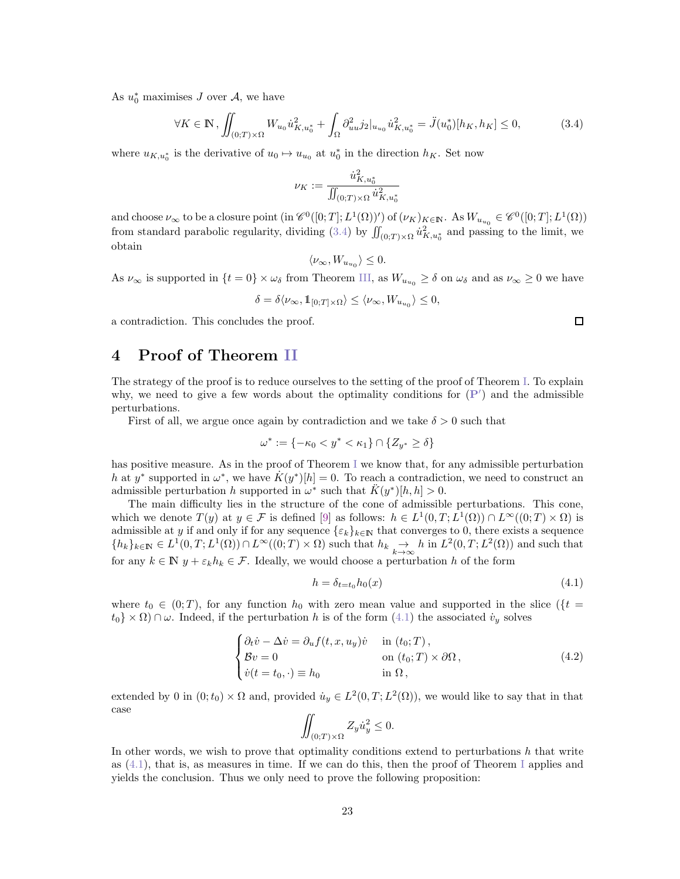As $u_0^*$ maximises $J$ over $\mathcal{A}$, we have

$$\forall K \in \mathbb{N}\,, \iint_{(0;T)\times\Omega} W_{u_0} \dot{u}_{K,u_0^*}^2 + \int_\Omega \partial^2_{uu} j_2|_{u_{u_0}} \dot{u}_{K,u_0^*}^2 = \ddot{J}(u_0^*)[h_K, h_K] \leq 0, \tag{3.4}$$

where $u_{K,u_0^*}$ is the derivative of $u_0 \mapsto u_{u_0}$ at $u_0^*$ in the direction $h_K$. Set now

$$\nu_K := \frac{\dot{u}_{K,u_0^*}^2}{\iint_{(0;T)\times\Omega} \dot{u}_{K,u_0^*}^2}$$

and choose $\nu_\infty$ to be a closure point (in $\mathscr{C}^0([0;T];L^1(\Omega))'$) of $(\nu_K)_{K\in\mathbb{N}}$. As $W_{u_{u_0}} \in \mathscr{C}^0([0;T];L^1(\Omega))$ from standard parabolic regularity, dividing (3.4) by $\iint_{(0;T)\times\Omega} \dot{u}_{K,u_0^*}^2$ and passing to the limit, we obtain

$$\langle \nu_\infty, W_{u_{u_0}} \rangle \leq 0.$$

As $\nu_\infty$ is supported in $\{t=0\}\times\omega_\delta$ from Theorem III, as $W_{u_{u_0}} \geq \delta$ on $\omega_\delta$ and as $\nu_\infty \geq 0$ we have

$$\delta = \delta \langle \nu_\infty, \mathbb{1}_{[0;T]\times\Omega} \rangle \leq \langle \nu_\infty, W_{u_{u_0}} \rangle \leq 0,$$

a contradiction. This concludes the proof. □

# 4 Proof of Theorem II

The strategy of the proof is to reduce ourselves to the setting of the proof of Theorem I. To explain why, we need to give a few words about the optimality conditions for (**P′**) and the admissible perturbations.

First of all, we argue once again by contradiction and we take $\delta > 0$ such that

$$\omega^* := \{-\kappa_0 < y^* < \kappa_1\} \cap \{Z_{y^*} \geq \delta\}$$

has positive measure. As in the proof of Theorem I we know that, for any admissible perturbation $h$ at $y^*$ supported in $\omega^*$, we have $\dot{K}(y^*)[h] = 0$. To reach a contradiction, we need to construct an admissible perturbation $h$ supported in $\omega^*$ such that $\ddot{K}(y^*)[h,h] > 0$.

The main difficulty lies in the structure of the cone of admissible perturbations. This cone, which we denote $T(y)$ at $y \in \mathcal{F}$ is defined [9] as follows: $h \in L^1(0,T;L^1(\Omega)) \cap L^\infty((0;T)\times\Omega)$ is admissible at $y$ if and only if for any sequence $\{\varepsilon_k\}_{k\in\mathbb{N}}$ that converges to 0, there exists a sequence $\{h_k\}_{k\in\mathbb{N}} \in L^1(0,T;L^1(\Omega)) \cap L^\infty((0;T)\times\Omega)$ such that $h_k \underset{k\to\infty}{\to} h$ in $L^2(0,T;L^2(\Omega))$ and such that for any $k \in \mathbb{N}$ $y + \varepsilon_k h_k \in \mathcal{F}$. Ideally, we would choose a perturbation $h$ of the form

$$h = \delta_{t=t_0} h_0(x) \tag{4.1}$$

where $t_0 \in (0;T)$, for any function $h_0$ with zero mean value and supported in the slice $(\{t = t_0\}\times\Omega)\cap\omega$. Indeed, if the perturbation $h$ is of the form (4.1) the associated $\dot{v}_y$ solves

$$\begin{cases} \partial_t \dot{v} - \Delta \dot{v} = \partial_u f(t,x,u_y)\dot{v} & \text{in } (t_0;T)\,, \\ \mathcal{B}v = 0 & \text{on } (t_0;T)\times\partial\Omega\,, \\ \dot{v}(t=t_0,\cdot) \equiv h_0 & \text{in } \Omega\,, \end{cases} \tag{4.2}$$

extended by 0 in $(0;t_0)\times\Omega$ and, provided $\dot{u}_y \in L^2(0,T;L^2(\Omega))$, we would like to say that in that case

$$\iint_{(0;T)\times\Omega} Z_y \dot{u}_y^2 \leq 0.$$

In other words, we wish to prove that optimality conditions extend to perturbations $h$ that write as (4.1), that is, as measures in time. If we can do this, then the proof of Theorem I applies and yields the conclusion. Thus we only need to prove the following proposition: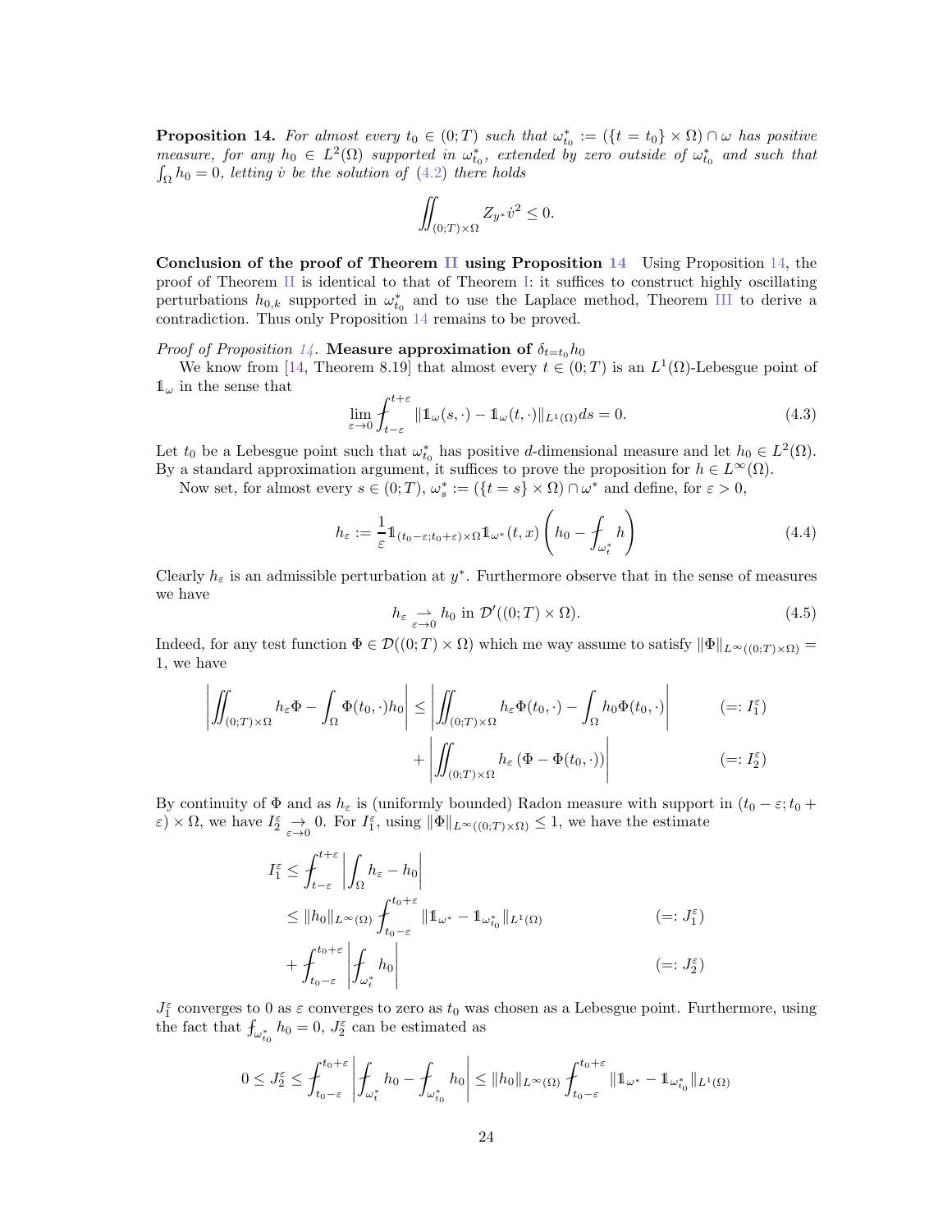**Proposition 14.** *For almost every $t_0 \in (0;T)$ such that $\omega^*_{t_0} := (\{t = t_0\} \times \Omega) \cap \omega$ has positive measure, for any $h_0 \in L^2(\Omega)$ supported in $\omega^*_{t_0}$, extended by zero outside of $\omega^*_{t_0}$ and such that $\int_\Omega h_0 = 0$, letting $\dot{v}$ be the solution of (4.2) there holds*

$$\iint_{(0;T)\times\Omega} Z_{y^*} \dot{v}^2 \leq 0.$$

**Conclusion of the proof of Theorem II using Proposition 14** Using Proposition 14, the proof of Theorem II is identical to that of Theorem I: it suffices to construct highly oscillating perturbations $h_{0,k}$ supported in $\omega^*_{t_0}$ and to use the Laplace method, Theorem III to derive a contradiction. Thus only Proposition 14 remains to be proved.

*Proof of Proposition 14.* **Measure approximation of $\delta_{t=t_0} h_0$**

We know from [14, Theorem 8.19] that almost every $t \in (0;T)$ is an $L^1(\Omega)$-Lebesgue point of $\mathbb{1}_\omega$ in the sense that

$$\lim_{\varepsilon \to 0} \fint_{t-\varepsilon}^{t+\varepsilon} \|\mathbb{1}_\omega(s,\cdot) - \mathbb{1}_\omega(t,\cdot)\|_{L^1(\Omega)} ds = 0. \tag{4.3}$$

Let $t_0$ be a Lebesgue point such that $\omega^*_{t_0}$ has positive $d$-dimensional measure and let $h_0 \in L^2(\Omega)$. By a standard approximation argument, it suffices to prove the proposition for $h \in L^\infty(\Omega)$.

Now set, for almost every $s \in (0;T)$, $\omega^*_s := (\{t = s\} \times \Omega) \cap \omega^*$ and define, for $\varepsilon > 0$,

$$h_\varepsilon := \frac{1}{\varepsilon} \mathbb{1}_{(t_0-\varepsilon;t_0+\varepsilon)\times\Omega} \mathbb{1}_{\omega^*}(t,x) \left( h_0 - \fint_{\omega^*_t} h \right) \tag{4.4}$$

Clearly $h_\varepsilon$ is an admissible perturbation at $y^*$. Furthermore observe that in the sense of measures we have

$$h_\varepsilon \underset{\varepsilon \to 0}{\rightharpoonup} h_0 \text{ in } \mathcal{D}'((0;T)\times\Omega). \tag{4.5}$$

Indeed, for any test function $\Phi \in \mathcal{D}((0;T)\times\Omega)$ which me way assume to satisfy $\|\Phi\|_{L^\infty((0;T)\times\Omega)} = 1$, we have

$$\begin{aligned}
\left| \iint_{(0;T)\times\Omega} h_\varepsilon \Phi - \int_\Omega \Phi(t_0,\cdot) h_0 \right| &\leq \left| \iint_{(0;T)\times\Omega} h_\varepsilon \Phi(t_0,\cdot) - \int_\Omega h_0 \Phi(t_0,\cdot) \right| && (=: I_1^\varepsilon) \\
&\quad + \left| \iint_{(0;T)\times\Omega} h_\varepsilon \left( \Phi - \Phi(t_0,\cdot) \right) \right| && (=: I_2^\varepsilon)
\end{aligned}$$

By continuity of $\Phi$ and as $h_\varepsilon$ is (uniformly bounded) Radon measure with support in $(t_0-\varepsilon;t_0+\varepsilon)\times\Omega$, we have $I_2^\varepsilon \underset{\varepsilon \to 0}{\rightarrow} 0$. For $I_1^\varepsilon$, using $\|\Phi\|_{L^\infty((0;T)\times\Omega)} \leq 1$, we have the estimate

$$\begin{aligned}
I_1^\varepsilon &\leq \fint_{t-\varepsilon}^{t+\varepsilon} \left| \int_\Omega h_\varepsilon - h_0 \right| \\
&\leq \|h_0\|_{L^\infty(\Omega)} \fint_{t_0-\varepsilon}^{t_0+\varepsilon} \|\mathbb{1}_{\omega^*} - \mathbb{1}_{\omega^*_{t_0}}\|_{L^1(\Omega)} && (=: J_1^\varepsilon) \\
&\quad + \fint_{t_0-\varepsilon}^{t_0+\varepsilon} \left| \fint_{\omega^*_t} h_0 \right| && (=: J_2^\varepsilon)
\end{aligned}$$

$J_1^\varepsilon$ converges to 0 as $\varepsilon$ converges to zero as $t_0$ was chosen as a Lebesgue point. Furthermore, using the fact that $\fint_{\omega^*_{t_0}} h_0 = 0$, $J_2^\varepsilon$ can be estimated as

$$0 \leq J_2^\varepsilon \leq \fint_{t_0-\varepsilon}^{t_0+\varepsilon} \left| \fint_{\omega^*_t} h_0 - \fint_{\omega^*_{t_0}} h_0 \right| \leq \|h_0\|_{L^\infty(\Omega)} \fint_{t_0-\varepsilon}^{t_0+\varepsilon} \|\mathbb{1}_{\omega^*} - \mathbb{1}_{\omega^*_{t_0}}\|_{L^1(\Omega)}$$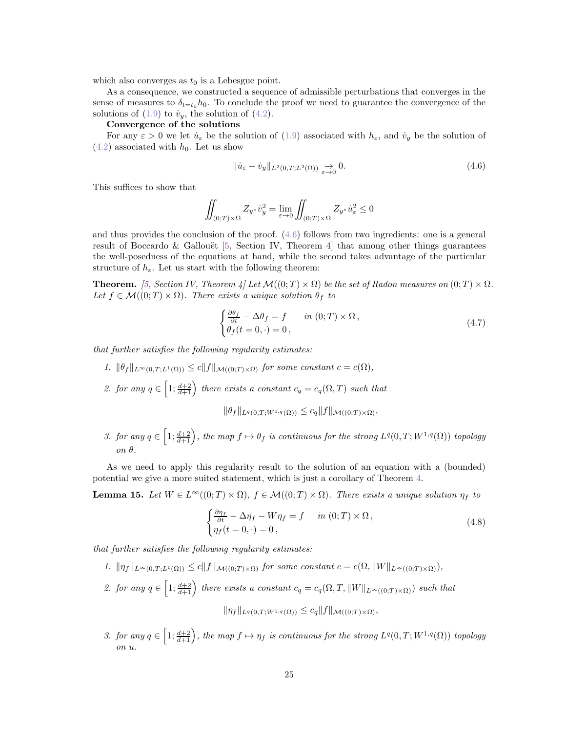which also converges as $t_0$ is a Lebesgue point.

As a consequence, we constructed a sequence of admissible perturbations that converges in the sense of measures to $\delta_{t=t_0}h_0$. To conclude the proof we need to guarantee the convergence of the solutions of (1.9) to $\dot{v}_y$, the solution of (4.2).

**Convergence of the solutions**

For any $\varepsilon > 0$ we let $\dot{u}_\varepsilon$ be the solution of (1.9) associated with $h_\varepsilon$, and $\dot{v}_y$ be the solution of (4.2) associated with $h_0$. Let us show

$$\|\dot{u}_\varepsilon - \dot{v}_y\|_{L^2(0,T;L^2(\Omega))} \underset{\varepsilon\to 0}{\to} 0. \tag{4.6}$$

This suffices to show that

$$\iint_{(0;T)\times\Omega} Z_{y^*}\dot{v}_y^2 = \lim_{\varepsilon\to 0}\iint_{(0;T)\times\Omega} Z_{y^*}\dot{u}_\varepsilon^2 \leq 0$$

and thus provides the conclusion of the proof. (4.6) follows from two ingredients: one is a general result of Boccardo & Gallouët [5, Section IV, Theorem 4] that among other things guarantees the well-posedness of the equations at hand, while the second takes advantage of the particular structure of $h_\varepsilon$. Let us start with the following theorem:

**Theorem.** *[5, Section IV, Theorem 4] Let $\mathcal{M}((0;T)\times\Omega)$ be the set of Radon measures on $(0;T)\times\Omega$. Let $f \in \mathcal{M}((0;T)\times\Omega)$. There exists a unique solution $\theta_f$ to*

$$\begin{cases} \frac{\partial\theta_f}{\partial t} - \Delta\theta_f = f & \text{in } (0;T)\times\Omega\,, \\ \theta_f(t=0,\cdot) = 0\,, \end{cases} \tag{4.7}$$

*that further satisfies the following regularity estimates:*

1. *$\|\theta_f\|_{L^\infty(0,T;L^1(\Omega))} \leq c\|f\|_{\mathcal{M}((0;T)\times\Omega)}$ for some constant $c = c(\Omega)$,*
2. *for any $q \in \left[1;\frac{d+2}{d+1}\right)$ there exists a constant $c_q = c_q(\Omega, T)$ such that*
$$\|\theta_f\|_{L^q(0,T;W^{1,q}(\Omega))} \leq c_q\|f\|_{\mathcal{M}((0;T)\times\Omega)},$$
3. *for any $q \in \left[1;\frac{d+2}{d+1}\right)$, the map $f \mapsto \theta_f$ is continuous for the strong $L^q(0,T;W^{1,q}(\Omega))$ topology on $\theta$.*

As we need to apply this regularity result to the solution of an equation with a (bounded) potential we give a more suited statement, which is just a corollary of Theorem 4.

**Lemma 15.** *Let $W \in L^\infty((0;T)\times\Omega)$, $f \in \mathcal{M}((0;T)\times\Omega)$. There exists a unique solution $\eta_f$ to*

$$\begin{cases} \frac{\partial\eta_f}{\partial t} - \Delta\eta_f - W\eta_f = f & \text{in } (0;T)\times\Omega\,, \\ \eta_f(t=0,\cdot) = 0\,, \end{cases} \tag{4.8}$$

*that further satisfies the following regularity estimates:*

1. *$\|\eta_f\|_{L^\infty(0,T;L^1(\Omega))} \leq c\|f\|_{\mathcal{M}((0;T)\times\Omega)}$ for some constant $c = c(\Omega, \|W\|_{L^\infty((0;T)\times\Omega)})$,*
2. *for any $q \in \left[1;\frac{d+2}{d+1}\right)$ there exists a constant $c_q = c_q(\Omega, T, \|W\|_{L^\infty((0;T)\times\Omega)})$ such that*
$$\|\eta_f\|_{L^q(0,T;W^{1,q}(\Omega))} \leq c_q\|f\|_{\mathcal{M}((0;T)\times\Omega)},$$
3. *for any $q \in \left[1;\frac{d+2}{d+1}\right)$, the map $f \mapsto \eta_f$ is continuous for the strong $L^q(0,T;W^{1,q}(\Omega))$ topology on $u$.*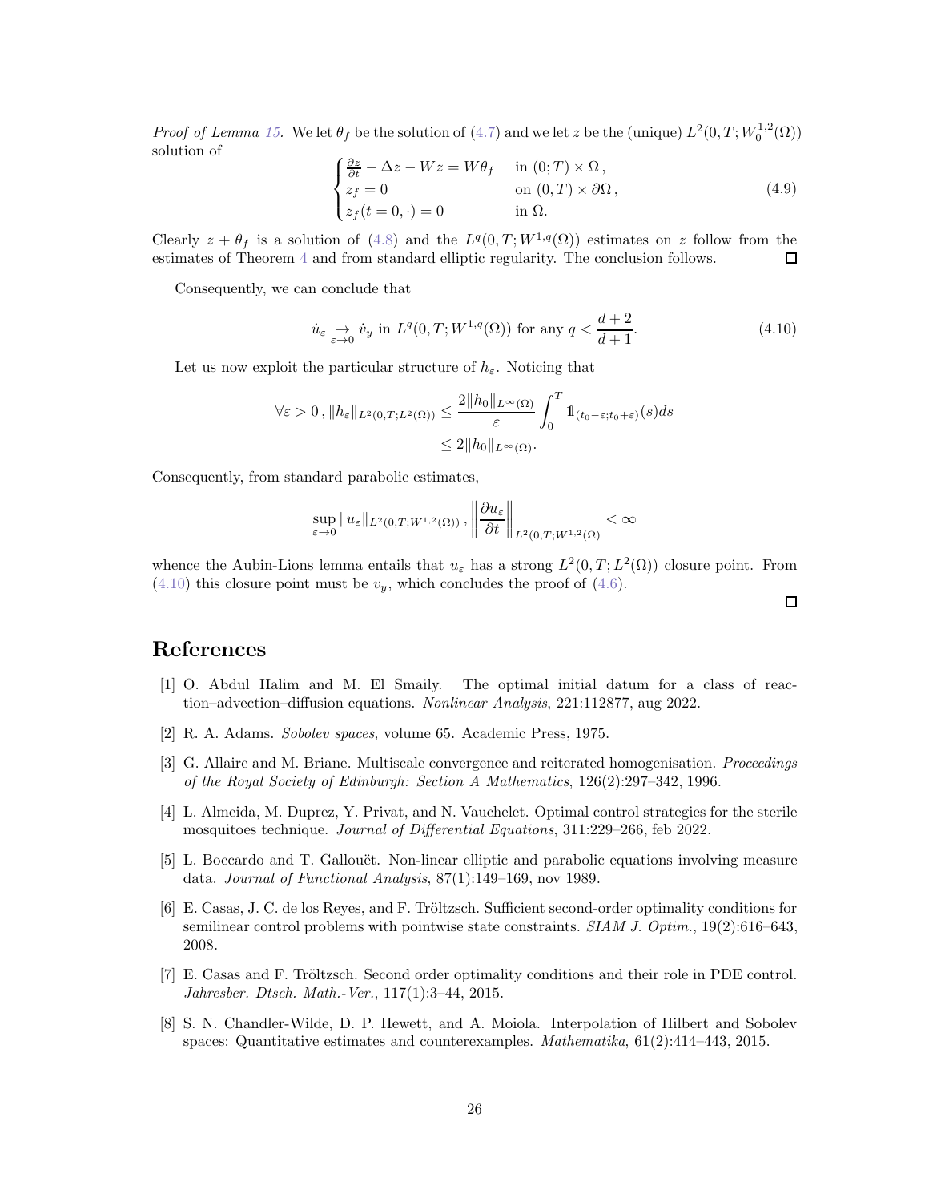*Proof of Lemma 15.* We let $\theta_f$ be the solution of (4.7) and we let $z$ be the (unique) $L^2(0,T;W_0^{1,2}(\Omega))$ solution of

$$
\begin{cases}
\frac{\partial z}{\partial t} - \Delta z - Wz = W\theta_f & \text{in } (0;T)\times\Omega\,,\\
z_f = 0 & \text{on } (0,T)\times\partial\Omega\,,\\
z_f(t=0,\cdot) = 0 & \text{in } \Omega.
\end{cases}
\tag{4.9}
$$

Clearly $z+\theta_f$ is a solution of (4.8) and the $L^q(0,T;W^{1,q}(\Omega))$ estimates on $z$ follow from the estimates of Theorem 4 and from standard elliptic regularity. The conclusion follows. $\square$

Consequently, we can conclude that

$$
\dot{u}_\varepsilon \underset{\varepsilon\to 0}{\to} \dot{v}_y \text{ in } L^q(0,T;W^{1,q}(\Omega)) \text{ for any } q<\frac{d+2}{d+1}. \tag{4.10}
$$

Let us now exploit the particular structure of $h_\varepsilon$. Noticing that

$$
\begin{aligned}
\forall \varepsilon>0\,, \|h_\varepsilon\|_{L^2(0,T;L^2(\Omega))} &\leq \frac{2\|h_0\|_{L^\infty(\Omega)}}{\varepsilon}\int_0^T \mathbb{1}_{(t_0-\varepsilon;t_0+\varepsilon)}(s)ds\\
&\leq 2\|h_0\|_{L^\infty(\Omega)}.
\end{aligned}
$$

Consequently, from standard parabolic estimates,

$$
\sup_{\varepsilon\to 0}\|u_\varepsilon\|_{L^2(0,T;W^{1,2}(\Omega))}\,,\left\|\frac{\partial u_\varepsilon}{\partial t}\right\|_{L^2(0,T;W^{1,2}(\Omega))}<\infty
$$

whence the Aubin-Lions lemma entails that $u_\varepsilon$ has a strong $L^2(0,T;L^2(\Omega))$ closure point. From (4.10) this closure point must be $v_y$, which concludes the proof of (4.6).

$\square$

# References

[1] O. Abdul Halim and M. El Smaily. The optimal initial datum for a class of reaction–advection–diffusion equations. *Nonlinear Analysis*, 221:112877, aug 2022.

[2] R. A. Adams. *Sobolev spaces*, volume 65. Academic Press, 1975.

[3] G. Allaire and M. Briane. Multiscale convergence and reiterated homogenisation. *Proceedings of the Royal Society of Edinburgh: Section A Mathematics*, 126(2):297–342, 1996.

[4] L. Almeida, M. Duprez, Y. Privat, and N. Vauchelet. Optimal control strategies for the sterile mosquitoes technique. *Journal of Differential Equations*, 311:229–266, feb 2022.

[5] L. Boccardo and T. Gallouët. Non-linear elliptic and parabolic equations involving measure data. *Journal of Functional Analysis*, 87(1):149–169, nov 1989.

[6] E. Casas, J. C. de los Reyes, and F. Tröltzsch. Sufficient second-order optimality conditions for semilinear control problems with pointwise state constraints. *SIAM J. Optim.*, 19(2):616–643, 2008.

[7] E. Casas and F. Tröltzsch. Second order optimality conditions and their role in PDE control. *Jahresber. Dtsch. Math.-Ver.*, 117(1):3–44, 2015.

[8] S. N. Chandler-Wilde, D. P. Hewett, and A. Moiola. Interpolation of Hilbert and Sobolev spaces: Quantitative estimates and counterexamples. *Mathematika*, 61(2):414–443, 2015.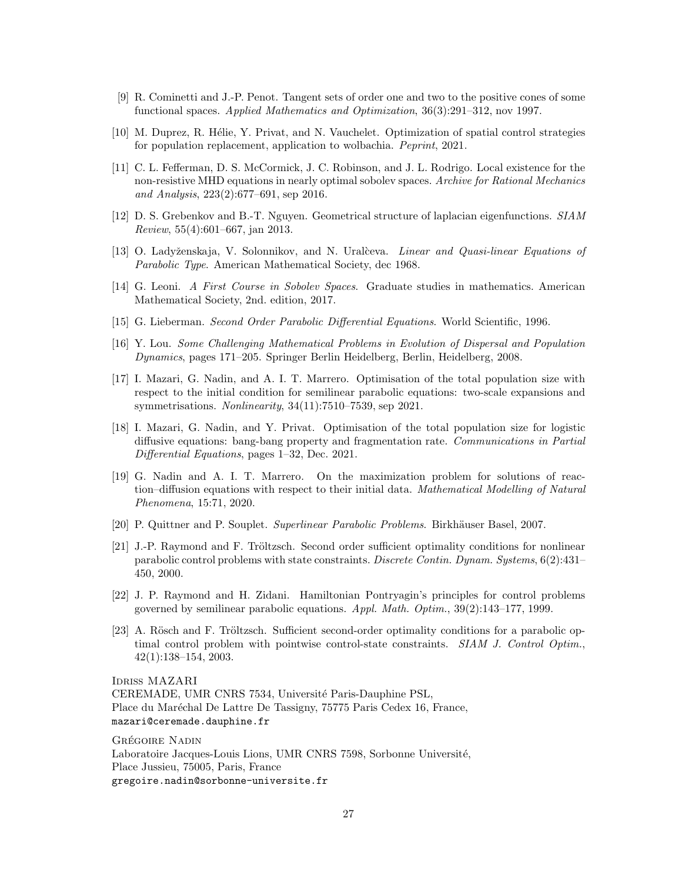[9] R. Cominetti and J.-P. Penot. Tangent sets of order one and two to the positive cones of some functional spaces. *Applied Mathematics and Optimization*, 36(3):291–312, nov 1997.

[10] M. Duprez, R. Hélie, Y. Privat, and N. Vauchelet. Optimization of spatial control strategies for population replacement, application to wolbachia. *Peprint*, 2021.

[11] C. L. Fefferman, D. S. McCormick, J. C. Robinson, and J. L. Rodrigo. Local existence for the non-resistive MHD equations in nearly optimal sobolev spaces. *Archive for Rational Mechanics and Analysis*, 223(2):677–691, sep 2016.

[12] D. S. Grebenkov and B.-T. Nguyen. Geometrical structure of laplacian eigenfunctions. *SIAM Review*, 55(4):601–667, jan 2013.

[13] O. Ladyženskaja, V. Solonnikov, and N. Uralčeva. *Linear and Quasi-linear Equations of Parabolic Type*. American Mathematical Society, dec 1968.

[14] G. Leoni. *A First Course in Sobolev Spaces*. Graduate studies in mathematics. American Mathematical Society, 2nd. edition, 2017.

[15] G. Lieberman. *Second Order Parabolic Differential Equations*. World Scientific, 1996.

[16] Y. Lou. *Some Challenging Mathematical Problems in Evolution of Dispersal and Population Dynamics*, pages 171–205. Springer Berlin Heidelberg, Berlin, Heidelberg, 2008.

[17] I. Mazari, G. Nadin, and A. I. T. Marrero. Optimisation of the total population size with respect to the initial condition for semilinear parabolic equations: two-scale expansions and symmetrisations. *Nonlinearity*, 34(11):7510–7539, sep 2021.

[18] I. Mazari, G. Nadin, and Y. Privat. Optimisation of the total population size for logistic diffusive equations: bang-bang property and fragmentation rate. *Communications in Partial Differential Equations*, pages 1–32, Dec. 2021.

[19] G. Nadin and A. I. T. Marrero. On the maximization problem for solutions of reaction–diffusion equations with respect to their initial data. *Mathematical Modelling of Natural Phenomena*, 15:71, 2020.

[20] P. Quittner and P. Souplet. *Superlinear Parabolic Problems*. Birkhäuser Basel, 2007.

[21] J.-P. Raymond and F. Tröltzsch. Second order sufficient optimality conditions for nonlinear parabolic control problems with state constraints. *Discrete Contin. Dynam. Systems*, 6(2):431–450, 2000.

[22] J. P. Raymond and H. Zidani. Hamiltonian Pontryagin's principles for control problems governed by semilinear parabolic equations. *Appl. Math. Optim.*, 39(2):143–177, 1999.

[23] A. Rösch and F. Tröltzsch. Sufficient second-order optimality conditions for a parabolic optimal control problem with pointwise control-state constraints. *SIAM J. Control Optim.*, 42(1):138–154, 2003.

Idriss MAZARI
CEREMADE, UMR CNRS 7534, Université Paris-Dauphine PSL,
Place du Maréchal De Lattre De Tassigny, 75775 Paris Cedex 16, France,
mazari@ceremade.dauphine.fr

Grégoire Nadin
Laboratoire Jacques-Louis Lions, UMR CNRS 7598, Sorbonne Université,
Place Jussieu, 75005, Paris, France
gregoire.nadin@sorbonne-universite.fr